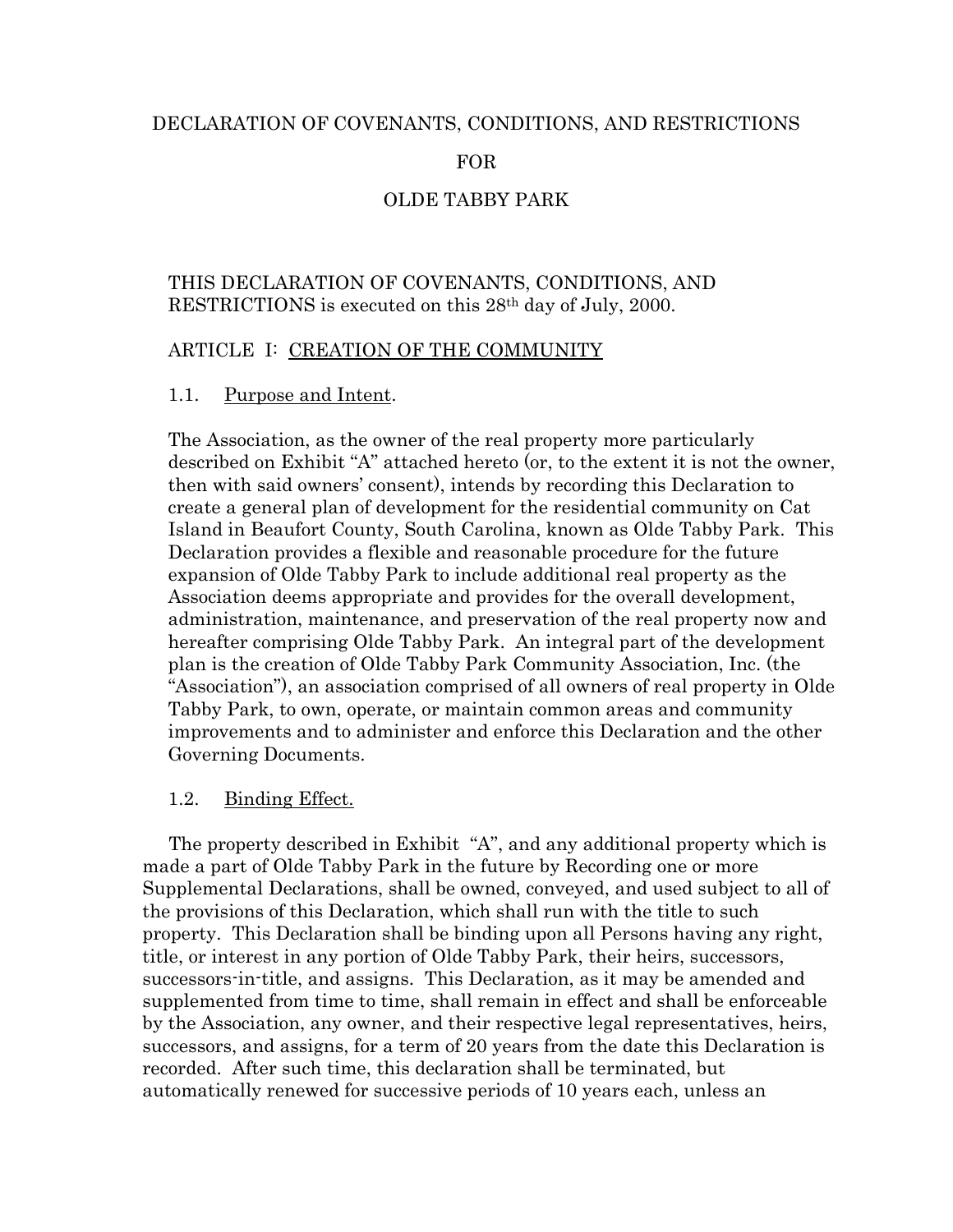# DECLARATION OF COVENANTS, CONDITIONS, AND RESTRICTIONS

# FOR

# OLDE TABBY PARK

THIS DECLARATION OF COVENANTS, CONDITIONS, AND RESTRICTIONS is executed on this 28th day of July, 2000.

## ARTICLE I: CREATION OF THE COMMUNITY

### 1.1. Purpose and Intent.

The Association, as the owner of the real property more particularly described on Exhibit "A" attached hereto (or, to the extent it is not the owner, then with said owners' consent), intends by recording this Declaration to create a general plan of development for the residential community on Cat Island in Beaufort County, South Carolina, known as Olde Tabby Park. This Declaration provides a flexible and reasonable procedure for the future expansion of Olde Tabby Park to include additional real property as the Association deems appropriate and provides for the overall development, administration, maintenance, and preservation of the real property now and hereafter comprising Olde Tabby Park. An integral part of the development plan is the creation of Olde Tabby Park Community Association, Inc. (the "Association"), an association comprised of all owners of real property in Olde Tabby Park, to own, operate, or maintain common areas and community improvements and to administer and enforce this Declaration and the other Governing Documents.

### 1.2. Binding Effect.

The property described in Exhibit "A", and any additional property which is made a part of Olde Tabby Park in the future by Recording one or more Supplemental Declarations, shall be owned, conveyed, and used subject to all of the provisions of this Declaration, which shall run with the title to such property. This Declaration shall be binding upon all Persons having any right, title, or interest in any portion of Olde Tabby Park, their heirs, successors, successors-in-title, and assigns. This Declaration, as it may be amended and supplemented from time to time, shall remain in effect and shall be enforceable by the Association, any owner, and their respective legal representatives, heirs, successors, and assigns, for a term of 20 years from the date this Declaration is recorded. After such time, this declaration shall be terminated, but automatically renewed for successive periods of 10 years each, unless an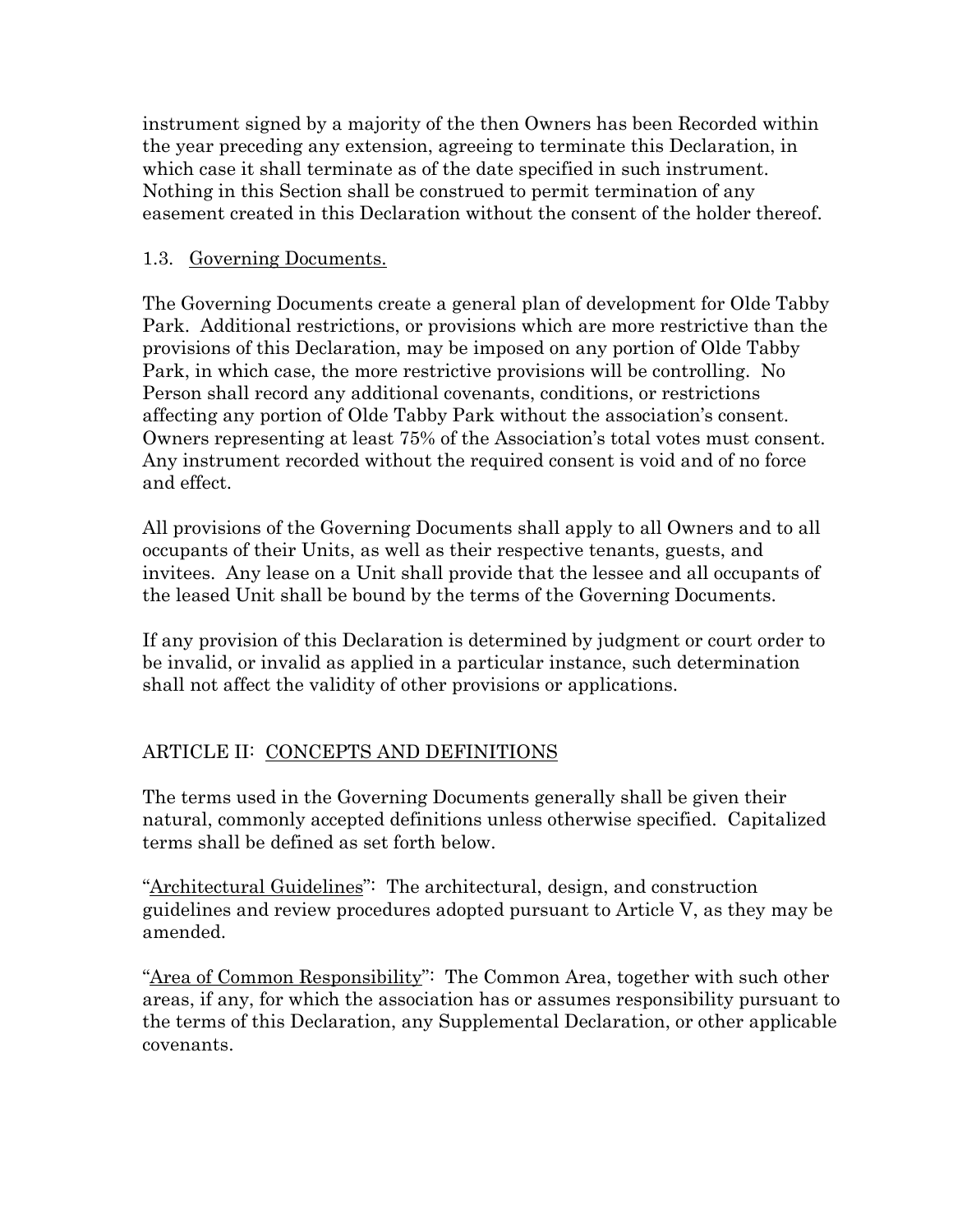instrument signed by a majority of the then Owners has been Recorded within the year preceding any extension, agreeing to terminate this Declaration, in which case it shall terminate as of the date specified in such instrument. Nothing in this Section shall be construed to permit termination of any easement created in this Declaration without the consent of the holder thereof.

1.3. Governing Documents.

The Governing Documents create a general plan of development for Olde Tabby Park. Additional restrictions, or provisions which are more restrictive than the provisions of this Declaration, may be imposed on any portion of Olde Tabby Park, in which case, the more restrictive provisions will be controlling. No Person shall record any additional covenants, conditions, or restrictions affecting any portion of Olde Tabby Park without the association's consent. Owners representing at least 75% of the Association's total votes must consent. Any instrument recorded without the required consent is void and of no force and effect.

All provisions of the Governing Documents shall apply to all Owners and to all occupants of their Units, as well as their respective tenants, guests, and invitees. Any lease on a Unit shall provide that the lessee and all occupants of the leased Unit shall be bound by the terms of the Governing Documents.

If any provision of this Declaration is determined by judgment or court order to be invalid, or invalid as applied in a particular instance, such determination shall not affect the validity of other provisions or applications.

## ARTICLE II: CONCEPTS AND DEFINITIONS

The terms used in the Governing Documents generally shall be given their natural, commonly accepted definitions unless otherwise specified. Capitalized terms shall be defined as set forth below.

"Architectural Guidelines": The architectural, design, and construction guidelines and review procedures adopted pursuant to Article V, as they may be amended.

"Area of Common Responsibility": The Common Area, together with such other areas, if any, for which the association has or assumes responsibility pursuant to the terms of this Declaration, any Supplemental Declaration, or other applicable covenants.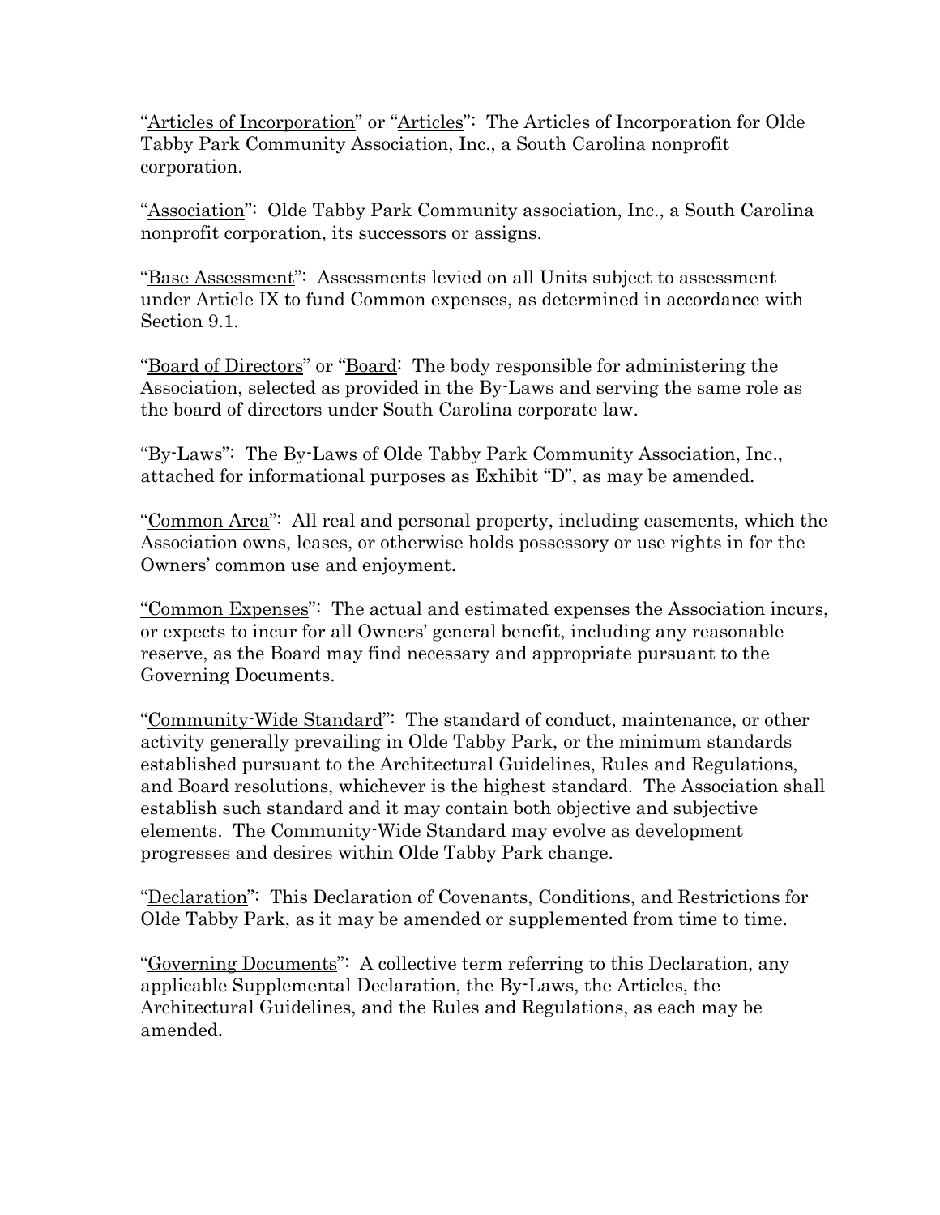"<u>Articles of Incorporation</u>" or "<u>Articles</u>": The Articles of Incorporation for Olde Tabby Park Community Association, Inc., a South Carolina nonprofit corporation.

"<u>Association</u>": Olde Tabby Park Community association, Inc., a South Carolina nonprofit corporation, its successors or assigns.

"<u>Base Assessment</u>": Assessments levied on all Units subject to assessment under Article IX to fund Common expenses, as determined in accordance with Section 9.1.

"<u>Board of Directors</u>" or "<u>Board</u>: The body responsible for administering the Association, selected as provided in the By-Laws and serving the same role as the board of directors under South Carolina corporate law.

"<u>By-Laws</u>": The By-Laws of Olde Tabby Park Community Association, Inc., attached for informational purposes as Exhibit "D", as may be amended.

"<u>Common Area</u>": All real and personal property, including easements, which the Association owns, leases, or otherwise holds possessory or use rights in for the Owners' common use and enjoyment.

<u>"Common Expenses"</u>: The actual and estimated expenses the Association incurs, or expects to incur for all Owners' general benefit, including any reasonable reserve, as the Board may find necessary and appropriate pursuant to the Governing Documents.

"<u>Community-Wide Standard</u>": The standard of conduct, maintenance, or other activity generally prevailing in Olde Tabby Park, or the minimum standards established pursuant to the Architectural Guidelines, Rules and Regulations, and Board resolutions, whichever is the highest standard. The Association shall establish such standard and it may contain both objective and subjective elements. The Community-Wide Standard may evolve as development progresses and desires within Olde Tabby Park change.

"<u>Declaration</u>": This Declaration of Covenants, Conditions, and Restrictions for Olde Tabby Park, as it may be amended or supplemented from time to time.

"<u>Governing Documents</u>": A collective term referring to this Declaration, any applicable Supplemental Declaration, the By-Laws, the Articles, the Architectural Guidelines, and the Rules and Regulations, as each may be amended.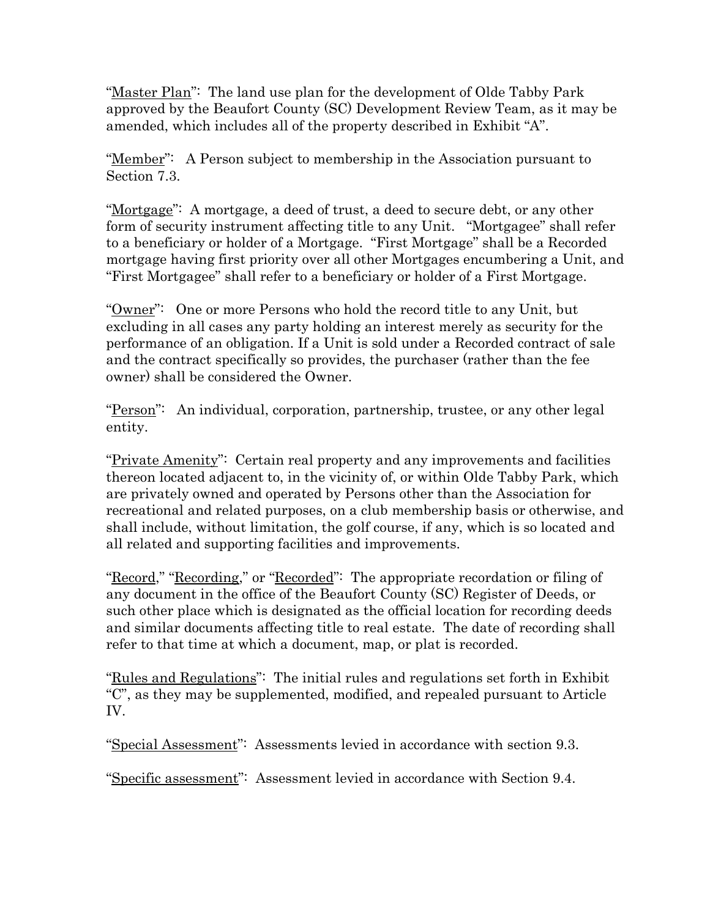"Master Plan": The land use plan for the development of Olde Tabby Park approved by the Beaufort County (SC) Development Review Team, as it may be amended, which includes all of the property described in Exhibit "A".

"Member": A Person subject to membership in the Association pursuant to Section 7.3.

"Mortgage": A mortgage, a deed of trust, a deed to secure debt, or any other form of security instrument affecting title to any Unit. "Mortgagee" shall refer to a beneficiary or holder of a Mortgage. "First Mortgage" shall be a Recorded mortgage having first priority over all other Mortgages encumbering a Unit, and "First Mortgagee" shall refer to a beneficiary or holder of a First Mortgage.

"Owner": One or more Persons who hold the record title to any Unit, but excluding in all cases any party holding an interest merely as security for the performance of an obligation. If a Unit is sold under a Recorded contract of sale and the contract specifically so provides, the purchaser (rather than the fee owner) shall be considered the Owner.

"Person": An individual, corporation, partnership, trustee, or any other legal entity.

"Private Amenity": Certain real property and any improvements and facilities thereon located adjacent to, in the vicinity of, or within Olde Tabby Park, which are privately owned and operated by Persons other than the Association for recreational and related purposes, on a club membership basis or otherwise, and shall include, without limitation, the golf course, if any, which is so located and all related and supporting facilities and improvements.

"Record," "Recording," or "Recorded": The appropriate recordation or filing of any document in the office of the Beaufort County (SC) Register of Deeds, or such other place which is designated as the official location for recording deeds and similar documents affecting title to real estate. The date of recording shall refer to that time at which a document, map, or plat is recorded.

"Rules and Regulations": The initial rules and regulations set forth in Exhibit "C", as they may be supplemented, modified, and repealed pursuant to Article IV.

"Special Assessment": Assessments levied in accordance with section 9.3.

"Specific assessment": Assessment levied in accordance with Section 9.4.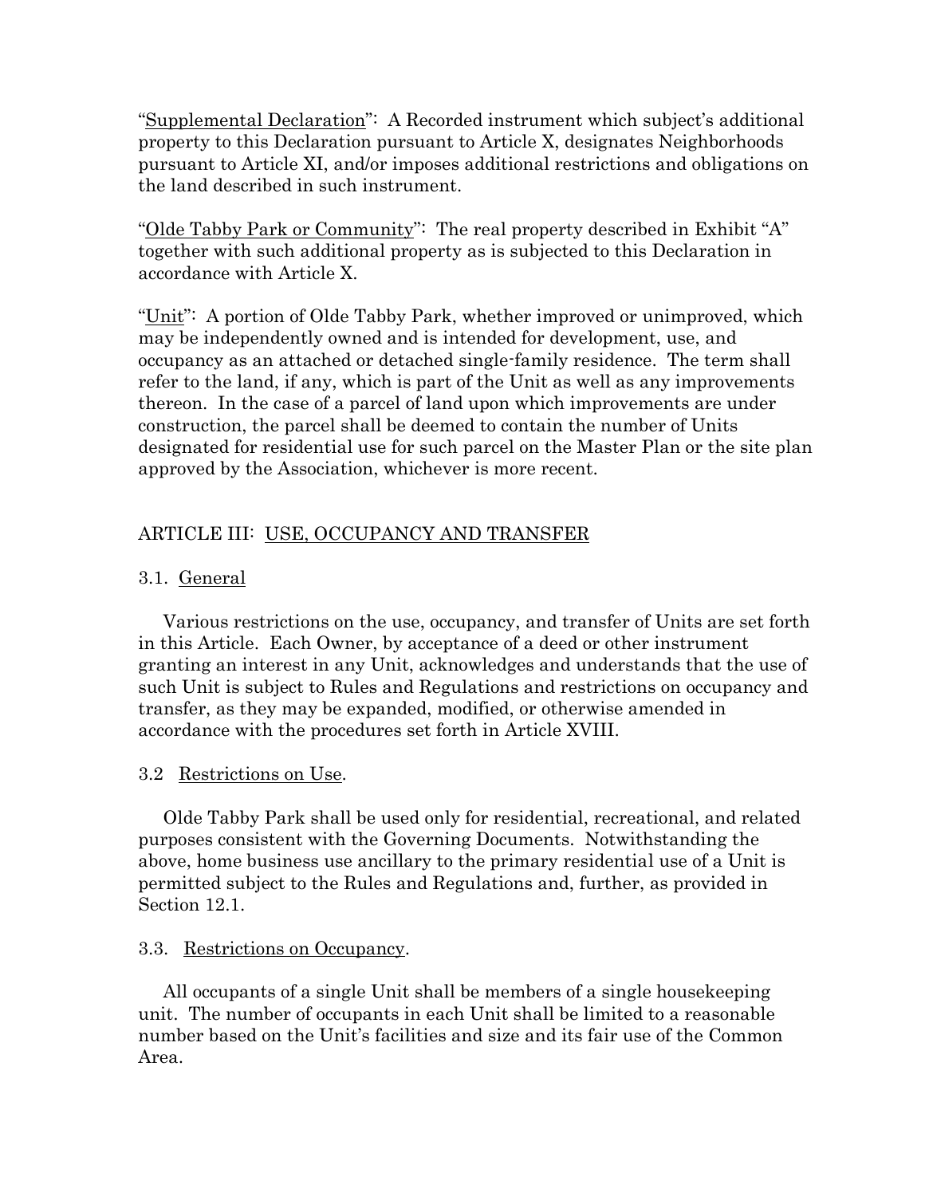"Supplemental Declaration": A Recorded instrument which subject's additional property to this Declaration pursuant to Article X, designates Neighborhoods pursuant to Article XI, and/or imposes additional restrictions and obligations on the land described in such instrument.

"Olde Tabby Park or Community": The real property described in Exhibit "A" together with such additional property as is subjected to this Declaration in accordance with Article X.

"Unit": A portion of Olde Tabby Park, whether improved or unimproved, which may be independently owned and is intended for development, use, and occupancy as an attached or detached single-family residence. The term shall refer to the land, if any, which is part of the Unit as well as any improvements thereon. In the case of a parcel of land upon which improvements are under construction, the parcel shall be deemed to contain the number of Units designated for residential use for such parcel on the Master Plan or the site plan approved by the Association, whichever is more recent.

## ARTICLE III: USE, OCCUPANCY AND TRANSFER

### 3.1. General

Various restrictions on the use, occupancy, and transfer of Units are set forth in this Article. Each Owner, by acceptance of a deed or other instrument granting an interest in any Unit, acknowledges and understands that the use of such Unit is subject to Rules and Regulations and restrictions on occupancy and transfer, as they may be expanded, modified, or otherwise amended in accordance with the procedures set forth in Article XVIII.

### 3.2 Restrictions on Use.

Olde Tabby Park shall be used only for residential, recreational, and related purposes consistent with the Governing Documents. Notwithstanding the above, home business use ancillary to the primary residential use of a Unit is permitted subject to the Rules and Regulations and, further, as provided in Section 12.1.

### 3.3. Restrictions on Occupancy.

All occupants of a single Unit shall be members of a single housekeeping unit. The number of occupants in each Unit shall be limited to a reasonable number based on the Unit's facilities and size and its fair use of the Common Area.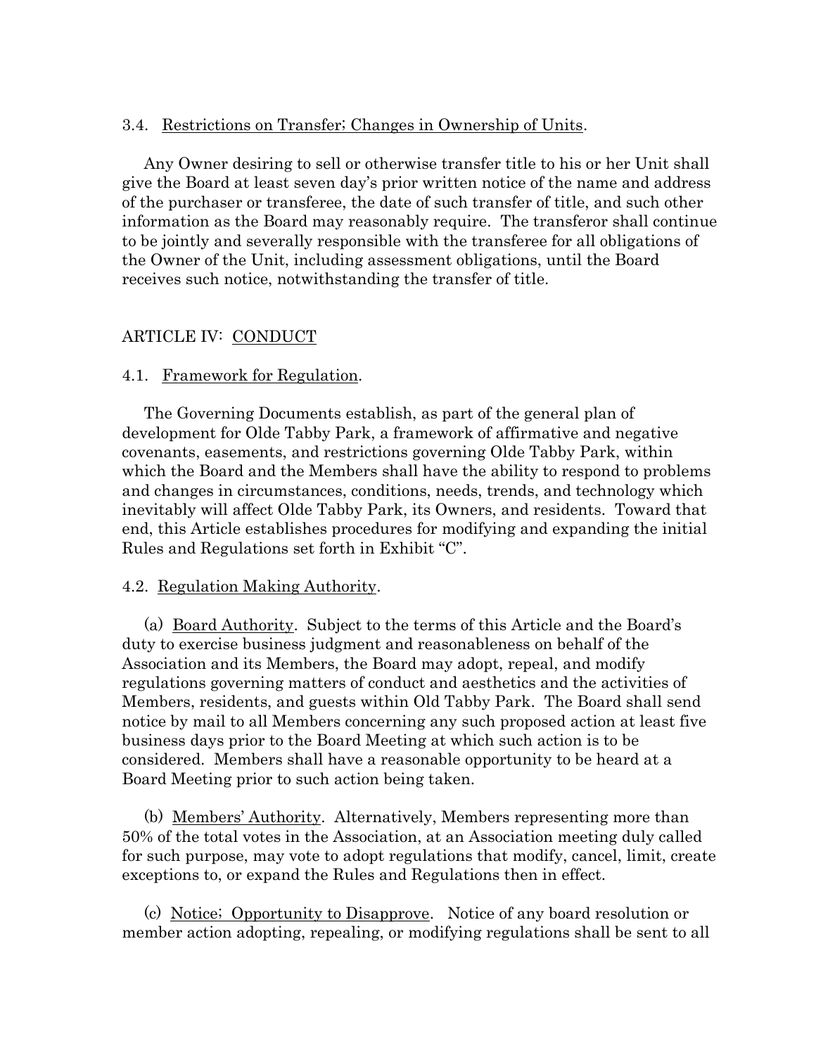3.4. <u>Restrictions on Transfer; Changes in Ownership of Units</u>.

Any Owner desiring to sell or otherwise transfer title to his or her Unit shall give the Board at least seven day's prior written notice of the name and address of the purchaser or transferee, the date of such transfer of title, and such other information as the Board may reasonably require. The transferor shall continue to be jointly and severally responsible with the transferee for all obligations of the Owner of the Unit, including assessment obligations, until the Board receives such notice, notwithstanding the transfer of title.

## ARTICLE IV: <u>CONDUCT</u>

4.1. <u>Framework for Regulation</u>.

The Governing Documents establish, as part of the general plan of development for Olde Tabby Park, a framework of affirmative and negative covenants, easements, and restrictions governing Olde Tabby Park, within which the Board and the Members shall have the ability to respond to problems and changes in circumstances, conditions, needs, trends, and technology which inevitably will affect Olde Tabby Park, its Owners, and residents. Toward that end, this Article establishes procedures for modifying and expanding the initial Rules and Regulations set forth in Exhibit "C".

4.2. <u>Regulation Making Authority</u>.

(a) <u>Board Authority</u>. Subject to the terms of this Article and the Board's duty to exercise business judgment and reasonableness on behalf of the Association and its Members, the Board may adopt, repeal, and modify regulations governing matters of conduct and aesthetics and the activities of Members, residents, and guests within Old Tabby Park. The Board shall send notice by mail to all Members concerning any such proposed action at least five business days prior to the Board Meeting at which such action is to be considered. Members shall have a reasonable opportunity to be heard at a Board Meeting prior to such action being taken.

(b) <u>Members' Authority</u>. Alternatively, Members representing more than 50% of the total votes in the Association, at an Association meeting duly called for such purpose, may vote to adopt regulations that modify, cancel, limit, create exceptions to, or expand the Rules and Regulations then in effect.

(c) <u>Notice; Opportunity to Disapprove</u>. Notice of any board resolution or member action adopting, repealing, or modifying regulations shall be sent to all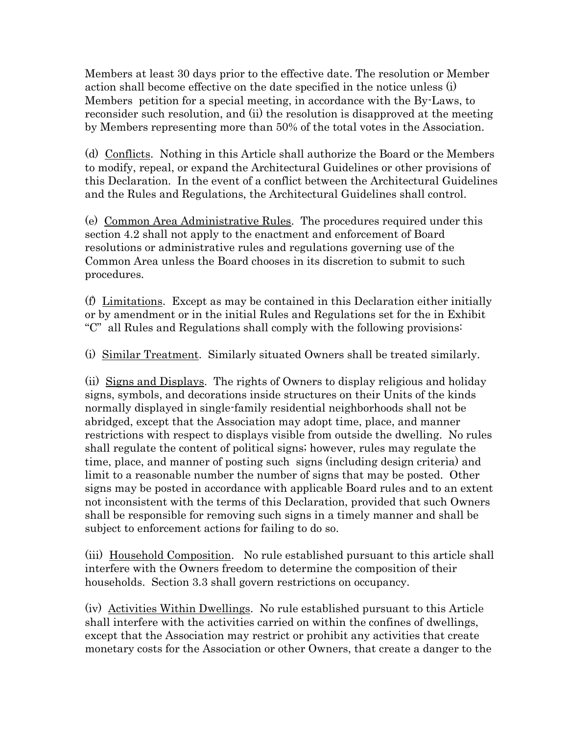Members at least 30 days prior to the effective date. The resolution or Member action shall become effective on the date specified in the notice unless (i) Members petition for a special meeting, in accordance with the By-Laws, to reconsider such resolution, and (ii) the resolution is disapproved at the meeting by Members representing more than 50% of the total votes in the Association.

(d) <u>Conflicts</u>. Nothing in this Article shall authorize the Board or the Members to modify, repeal, or expand the Architectural Guidelines or other provisions of this Declaration. In the event of a conflict between the Architectural Guidelines and the Rules and Regulations, the Architectural Guidelines shall control.

(e) <u>Common Area Administrative Rules</u>. The procedures required under this section 4.2 shall not apply to the enactment and enforcement of Board resolutions or administrative rules and regulations governing use of the Common Area unless the Board chooses in its discretion to submit to such procedures.

(f) <u>Limitations</u>. Except as may be contained in this Declaration either initially or by amendment or in the initial Rules and Regulations set for the in Exhibit "C" all Rules and Regulations shall comply with the following provisions:

(i) <u>Similar Treatment</u>. Similarly situated Owners shall be treated similarly.

(ii) <u>Signs and Displays</u>. The rights of Owners to display religious and holiday signs, symbols, and decorations inside structures on their Units of the kinds normally displayed in single-family residential neighborhoods shall not be abridged, except that the Association may adopt time, place, and manner restrictions with respect to displays visible from outside the dwelling. No rules shall regulate the content of political signs; however, rules may regulate the time, place, and manner of posting such signs (including design criteria) and limit to a reasonable number the number of signs that may be posted. Other signs may be posted in accordance with applicable Board rules and to an extent not inconsistent with the terms of this Declaration, provided that such Owners shall be responsible for removing such signs in a timely manner and shall be subject to enforcement actions for failing to do so.

(iii) <u>Household Composition</u>. No rule established pursuant to this article shall interfere with the Owners freedom to determine the composition of their households. Section 3.3 shall govern restrictions on occupancy.

(iv) <u>Activities Within Dwellings</u>. No rule established pursuant to this Article shall interfere with the activities carried on within the confines of dwellings, except that the Association may restrict or prohibit any activities that create monetary costs for the Association or other Owners, that create a danger to the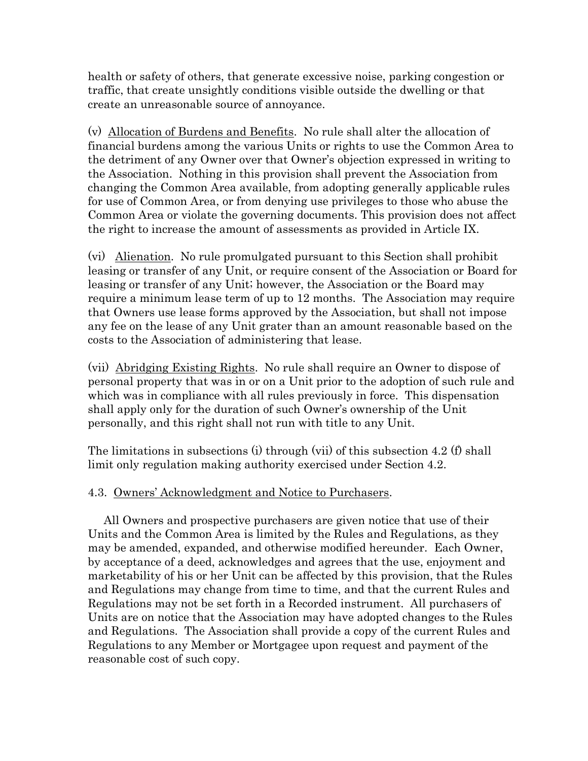health or safety of others, that generate excessive noise, parking congestion or traffic, that create unsightly conditions visible outside the dwelling or that create an unreasonable source of annoyance.

(v) <u>Allocation of Burdens and Benefits</u>. No rule shall alter the allocation of financial burdens among the various Units or rights to use the Common Area to the detriment of any Owner over that Owner's objection expressed in writing to the Association. Nothing in this provision shall prevent the Association from changing the Common Area available, from adopting generally applicable rules for use of Common Area, or from denying use privileges to those who abuse the Common Area or violate the governing documents. This provision does not affect the right to increase the amount of assessments as provided in Article IX.

(vi) <u>Alienation</u>. No rule promulgated pursuant to this Section shall prohibit leasing or transfer of any Unit, or require consent of the Association or Board for leasing or transfer of any Unit; however, the Association or the Board may require a minimum lease term of up to 12 months. The Association may require that Owners use lease forms approved by the Association, but shall not impose any fee on the lease of any Unit grater than an amount reasonable based on the costs to the Association of administering that lease.

(vii) <u>Abridging Existing Rights</u>. No rule shall require an Owner to dispose of personal property that was in or on a Unit prior to the adoption of such rule and which was in compliance with all rules previously in force. This dispensation shall apply only for the duration of such Owner's ownership of the Unit personally, and this right shall not run with title to any Unit.

The limitations in subsections (i) through (vii) of this subsection 4.2 (f) shall limit only regulation making authority exercised under Section 4.2.

4.3. <u>Owners' Acknowledgment and Notice to Purchasers</u>.

All Owners and prospective purchasers are given notice that use of their Units and the Common Area is limited by the Rules and Regulations, as they may be amended, expanded, and otherwise modified hereunder. Each Owner, by acceptance of a deed, acknowledges and agrees that the use, enjoyment and marketability of his or her Unit can be affected by this provision, that the Rules and Regulations may change from time to time, and that the current Rules and Regulations may not be set forth in a Recorded instrument. All purchasers of Units are on notice that the Association may have adopted changes to the Rules and Regulations. The Association shall provide a copy of the current Rules and Regulations to any Member or Mortgagee upon request and payment of the reasonable cost of such copy.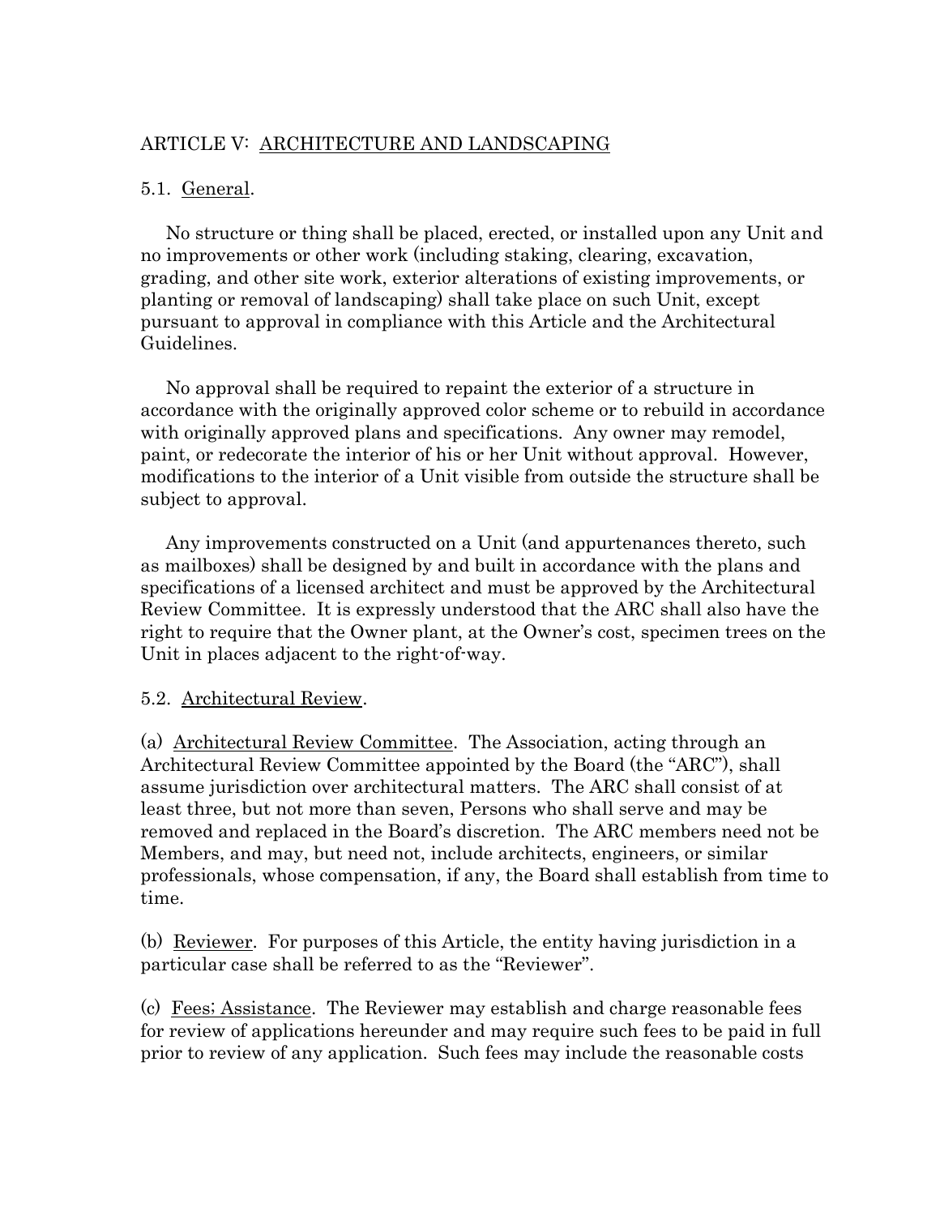## ARTICLE V: ARCHITECTURE AND LANDSCAPING

### 5.1. General.

No structure or thing shall be placed, erected, or installed upon any Unit and no improvements or other work (including staking, clearing, excavation, grading, and other site work, exterior alterations of existing improvements, or planting or removal of landscaping) shall take place on such Unit, except pursuant to approval in compliance with this Article and the Architectural Guidelines.

No approval shall be required to repaint the exterior of a structure in accordance with the originally approved color scheme or to rebuild in accordance with originally approved plans and specifications. Any owner may remodel, paint, or redecorate the interior of his or her Unit without approval. However, modifications to the interior of a Unit visible from outside the structure shall be subject to approval.

Any improvements constructed on a Unit (and appurtenances thereto, such as mailboxes) shall be designed by and built in accordance with the plans and specifications of a licensed architect and must be approved by the Architectural Review Committee. It is expressly understood that the ARC shall also have the right to require that the Owner plant, at the Owner's cost, specimen trees on the Unit in places adjacent to the right-of-way.

### 5.2. Architectural Review.

(a) Architectural Review Committee. The Association, acting through an Architectural Review Committee appointed by the Board (the "ARC"), shall assume jurisdiction over architectural matters. The ARC shall consist of at least three, but not more than seven, Persons who shall serve and may be removed and replaced in the Board's discretion. The ARC members need not be Members, and may, but need not, include architects, engineers, or similar professionals, whose compensation, if any, the Board shall establish from time to time.

(b) Reviewer. For purposes of this Article, the entity having jurisdiction in a particular case shall be referred to as the "Reviewer".

(c) Fees; Assistance. The Reviewer may establish and charge reasonable fees for review of applications hereunder and may require such fees to be paid in full prior to review of any application. Such fees may include the reasonable costs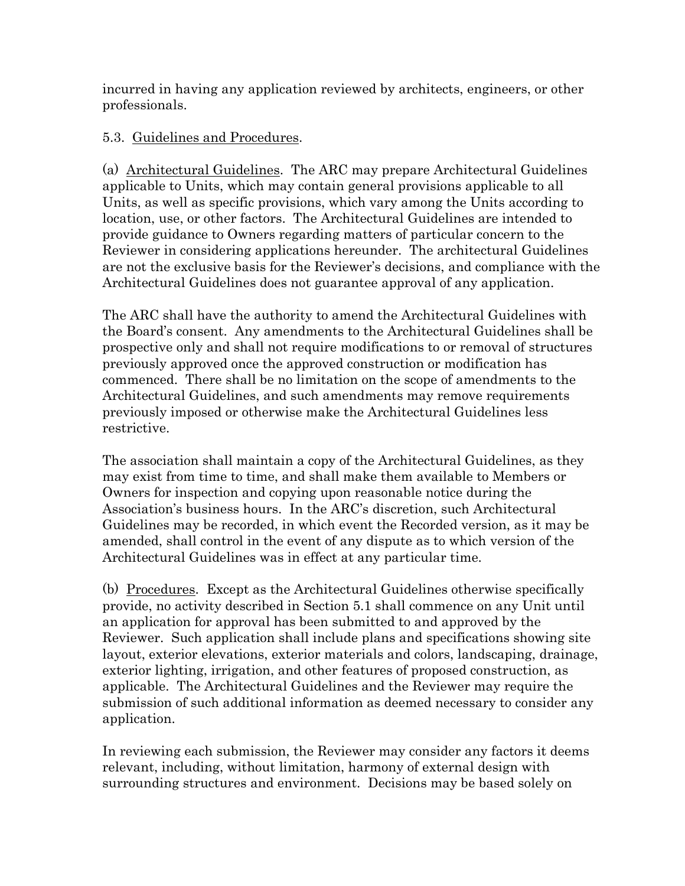incurred in having any application reviewed by architects, engineers, or other professionals.

5.3. Guidelines and Procedures.

(a) Architectural Guidelines. The ARC may prepare Architectural Guidelines applicable to Units, which may contain general provisions applicable to all Units, as well as specific provisions, which vary among the Units according to location, use, or other factors. The Architectural Guidelines are intended to provide guidance to Owners regarding matters of particular concern to the Reviewer in considering applications hereunder. The architectural Guidelines are not the exclusive basis for the Reviewer's decisions, and compliance with the Architectural Guidelines does not guarantee approval of any application.

The ARC shall have the authority to amend the Architectural Guidelines with the Board's consent. Any amendments to the Architectural Guidelines shall be prospective only and shall not require modifications to or removal of structures previously approved once the approved construction or modification has commenced. There shall be no limitation on the scope of amendments to the Architectural Guidelines, and such amendments may remove requirements previously imposed or otherwise make the Architectural Guidelines less restrictive.

The association shall maintain a copy of the Architectural Guidelines, as they may exist from time to time, and shall make them available to Members or Owners for inspection and copying upon reasonable notice during the Association's business hours. In the ARC's discretion, such Architectural Guidelines may be recorded, in which event the Recorded version, as it may be amended, shall control in the event of any dispute as to which version of the Architectural Guidelines was in effect at any particular time.

(b) Procedures. Except as the Architectural Guidelines otherwise specifically provide, no activity described in Section 5.1 shall commence on any Unit until an application for approval has been submitted to and approved by the Reviewer. Such application shall include plans and specifications showing site layout, exterior elevations, exterior materials and colors, landscaping, drainage, exterior lighting, irrigation, and other features of proposed construction, as applicable. The Architectural Guidelines and the Reviewer may require the submission of such additional information as deemed necessary to consider any application.

In reviewing each submission, the Reviewer may consider any factors it deems relevant, including, without limitation, harmony of external design with surrounding structures and environment. Decisions may be based solely on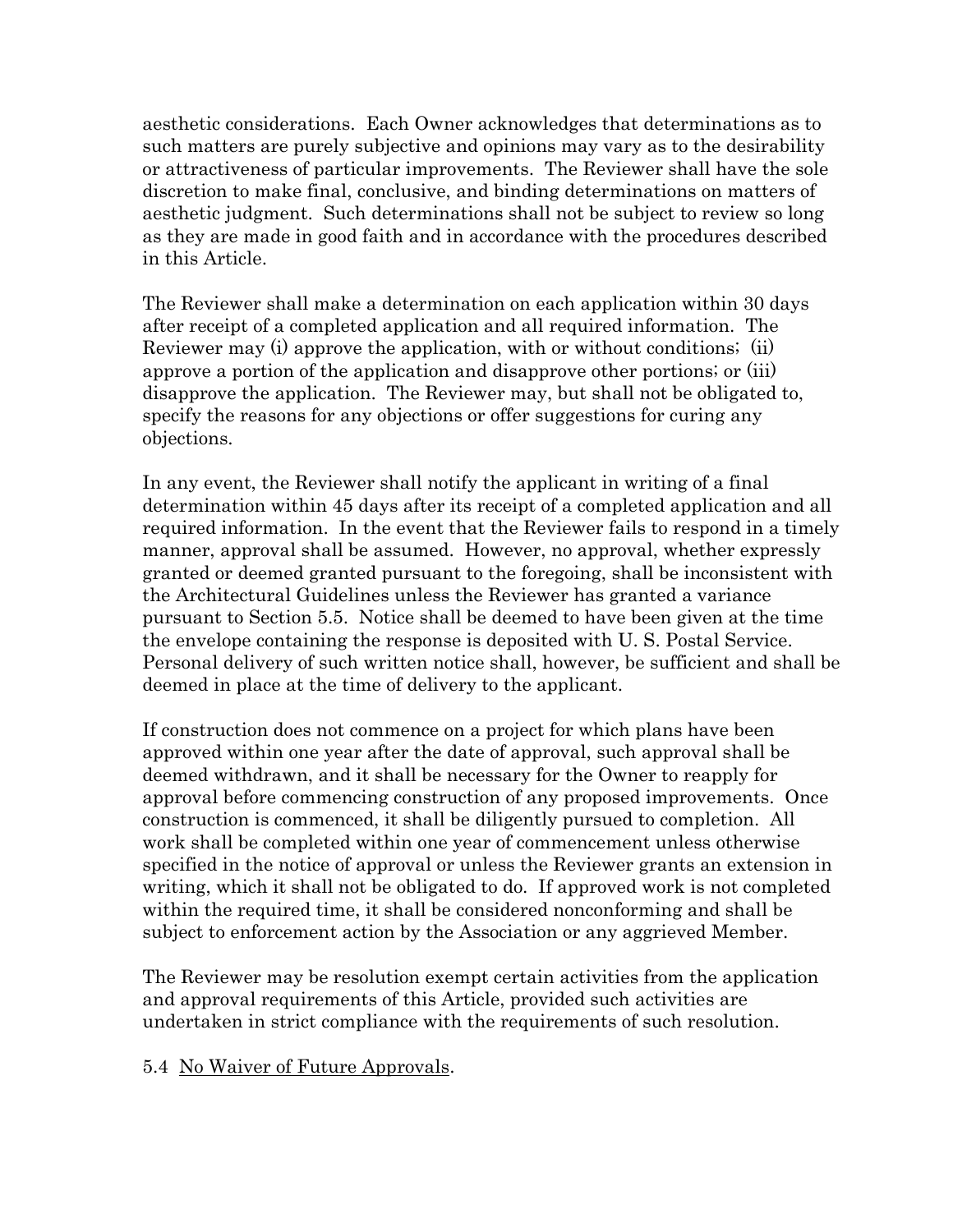aesthetic considerations. Each Owner acknowledges that determinations as to such matters are purely subjective and opinions may vary as to the desirability or attractiveness of particular improvements. The Reviewer shall have the sole discretion to make final, conclusive, and binding determinations on matters of aesthetic judgment. Such determinations shall not be subject to review so long as they are made in good faith and in accordance with the procedures described in this Article.

The Reviewer shall make a determination on each application within 30 days after receipt of a completed application and all required information. The Reviewer may (i) approve the application, with or without conditions; (ii) approve a portion of the application and disapprove other portions; or (iii) disapprove the application. The Reviewer may, but shall not be obligated to, specify the reasons for any objections or offer suggestions for curing any objections.

In any event, the Reviewer shall notify the applicant in writing of a final determination within 45 days after its receipt of a completed application and all required information. In the event that the Reviewer fails to respond in a timely manner, approval shall be assumed. However, no approval, whether expressly granted or deemed granted pursuant to the foregoing, shall be inconsistent with the Architectural Guidelines unless the Reviewer has granted a variance pursuant to Section 5.5. Notice shall be deemed to have been given at the time the envelope containing the response is deposited with U. S. Postal Service. Personal delivery of such written notice shall, however, be sufficient and shall be deemed in place at the time of delivery to the applicant.

If construction does not commence on a project for which plans have been approved within one year after the date of approval, such approval shall be deemed withdrawn, and it shall be necessary for the Owner to reapply for approval before commencing construction of any proposed improvements. Once construction is commenced, it shall be diligently pursued to completion. All work shall be completed within one year of commencement unless otherwise specified in the notice of approval or unless the Reviewer grants an extension in writing, which it shall not be obligated to do. If approved work is not completed within the required time, it shall be considered nonconforming and shall be subject to enforcement action by the Association or any aggrieved Member.

The Reviewer may be resolution exempt certain activities from the application and approval requirements of this Article, provided such activities are undertaken in strict compliance with the requirements of such resolution.

5.4 <u>No Waiver of Future Approvals</u>.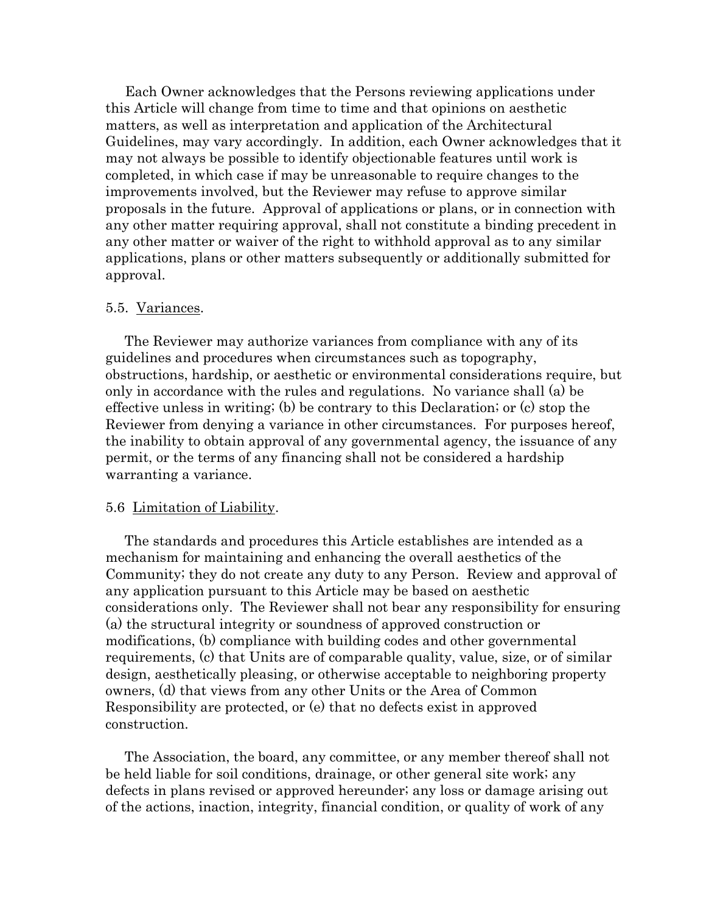Each Owner acknowledges that the Persons reviewing applications under this Article will change from time to time and that opinions on aesthetic matters, as well as interpretation and application of the Architectural Guidelines, may vary accordingly. In addition, each Owner acknowledges that it may not always be possible to identify objectionable features until work is completed, in which case if may be unreasonable to require changes to the improvements involved, but the Reviewer may refuse to approve similar proposals in the future. Approval of applications or plans, or in connection with any other matter requiring approval, shall not constitute a binding precedent in any other matter or waiver of the right to withhold approval as to any similar applications, plans or other matters subsequently or additionally submitted for approval.

5.5. <u>Variances</u>.

The Reviewer may authorize variances from compliance with any of its guidelines and procedures when circumstances such as topography, obstructions, hardship, or aesthetic or environmental considerations require, but only in accordance with the rules and regulations. No variance shall (a) be effective unless in writing; (b) be contrary to this Declaration; or (c) stop the Reviewer from denying a variance in other circumstances. For purposes hereof, the inability to obtain approval of any governmental agency, the issuance of any permit, or the terms of any financing shall not be considered a hardship warranting a variance.

5.6 <u>Limitation of Liability</u>.

The standards and procedures this Article establishes are intended as a mechanism for maintaining and enhancing the overall aesthetics of the Community; they do not create any duty to any Person. Review and approval of any application pursuant to this Article may be based on aesthetic considerations only. The Reviewer shall not bear any responsibility for ensuring (a) the structural integrity or soundness of approved construction or modifications, (b) compliance with building codes and other governmental requirements, (c) that Units are of comparable quality, value, size, or of similar design, aesthetically pleasing, or otherwise acceptable to neighboring property owners, (d) that views from any other Units or the Area of Common Responsibility are protected, or (e) that no defects exist in approved construction.

The Association, the board, any committee, or any member thereof shall not be held liable for soil conditions, drainage, or other general site work; any defects in plans revised or approved hereunder; any loss or damage arising out of the actions, inaction, integrity, financial condition, or quality of work of any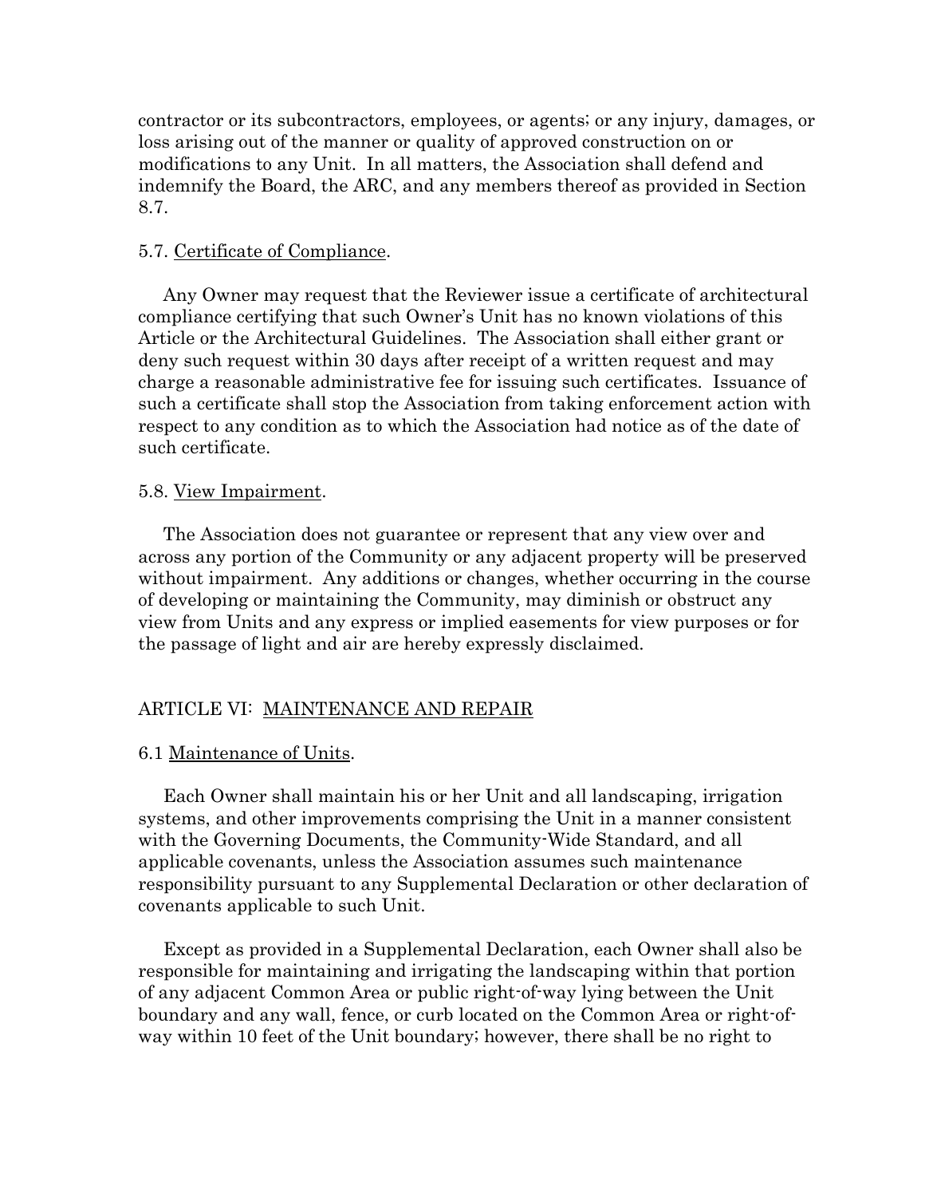contractor or its subcontractors, employees, or agents; or any injury, damages, or loss arising out of the manner or quality of approved construction on or modifications to any Unit. In all matters, the Association shall defend and indemnify the Board, the ARC, and any members thereof as provided in Section 8.7.

5.7. Certificate of Compliance.

Any Owner may request that the Reviewer issue a certificate of architectural compliance certifying that such Owner's Unit has no known violations of this Article or the Architectural Guidelines. The Association shall either grant or deny such request within 30 days after receipt of a written request and may charge a reasonable administrative fee for issuing such certificates. Issuance of such a certificate shall stop the Association from taking enforcement action with respect to any condition as to which the Association had notice as of the date of such certificate.

5.8. View Impairment.

The Association does not guarantee or represent that any view over and across any portion of the Community or any adjacent property will be preserved without impairment. Any additions or changes, whether occurring in the course of developing or maintaining the Community, may diminish or obstruct any view from Units and any express or implied easements for view purposes or for the passage of light and air are hereby expressly disclaimed.

## ARTICLE VI: MAINTENANCE AND REPAIR

6.1 Maintenance of Units.

Each Owner shall maintain his or her Unit and all landscaping, irrigation systems, and other improvements comprising the Unit in a manner consistent with the Governing Documents, the Community-Wide Standard, and all applicable covenants, unless the Association assumes such maintenance responsibility pursuant to any Supplemental Declaration or other declaration of covenants applicable to such Unit.

Except as provided in a Supplemental Declaration, each Owner shall also be responsible for maintaining and irrigating the landscaping within that portion of any adjacent Common Area or public right-of-way lying between the Unit boundary and any wall, fence, or curb located on the Common Area or right-of-way within 10 feet of the Unit boundary; however, there shall be no right to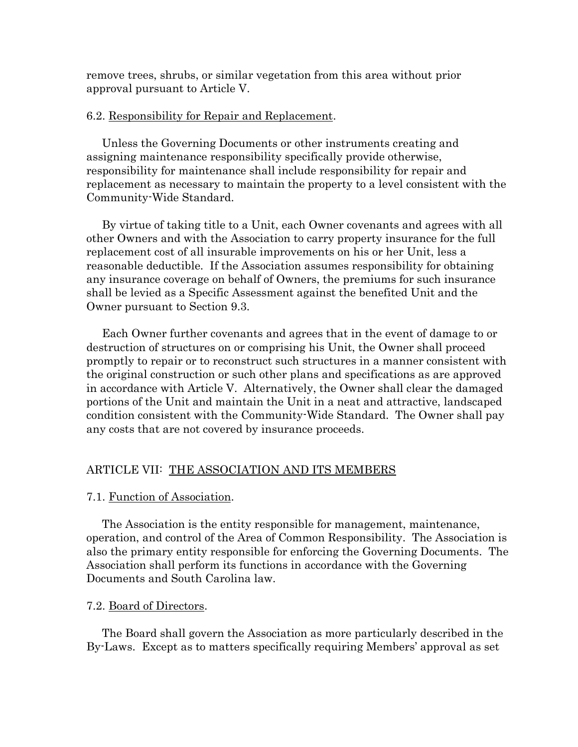remove trees, shrubs, or similar vegetation from this area without prior approval pursuant to Article V.

6.2. Responsibility for Repair and Replacement.

Unless the Governing Documents or other instruments creating and assigning maintenance responsibility specifically provide otherwise, responsibility for maintenance shall include responsibility for repair and replacement as necessary to maintain the property to a level consistent with the Community-Wide Standard.

By virtue of taking title to a Unit, each Owner covenants and agrees with all other Owners and with the Association to carry property insurance for the full replacement cost of all insurable improvements on his or her Unit, less a reasonable deductible. If the Association assumes responsibility for obtaining any insurance coverage on behalf of Owners, the premiums for such insurance shall be levied as a Specific Assessment against the benefited Unit and the Owner pursuant to Section 9.3.

Each Owner further covenants and agrees that in the event of damage to or destruction of structures on or comprising his Unit, the Owner shall proceed promptly to repair or to reconstruct such structures in a manner consistent with the original construction or such other plans and specifications as are approved in accordance with Article V. Alternatively, the Owner shall clear the damaged portions of the Unit and maintain the Unit in a neat and attractive, landscaped condition consistent with the Community-Wide Standard. The Owner shall pay any costs that are not covered by insurance proceeds.

## ARTICLE VII: THE ASSOCIATION AND ITS MEMBERS

7.1. Function of Association.

The Association is the entity responsible for management, maintenance, operation, and control of the Area of Common Responsibility. The Association is also the primary entity responsible for enforcing the Governing Documents. The Association shall perform its functions in accordance with the Governing Documents and South Carolina law.

7.2. Board of Directors.

The Board shall govern the Association as more particularly described in the By-Laws. Except as to matters specifically requiring Members' approval as set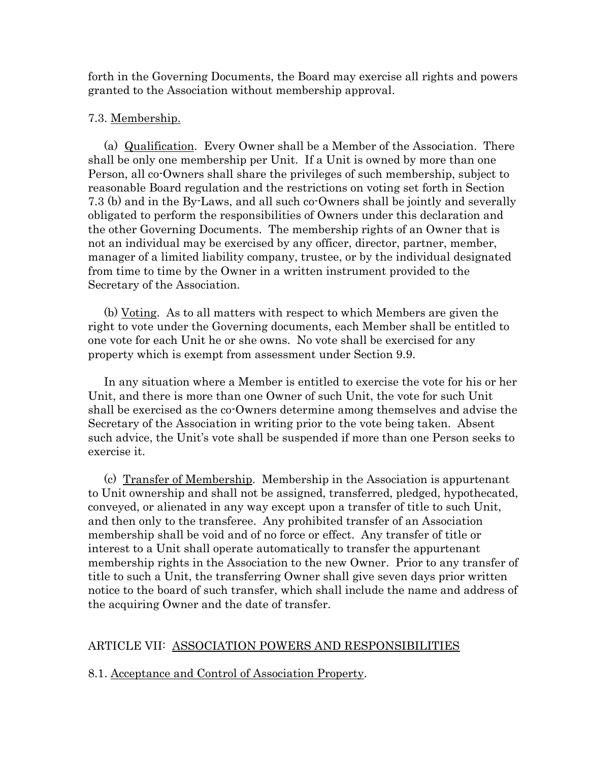forth in the Governing Documents, the Board may exercise all rights and powers granted to the Association without membership approval.

7.3. Membership.

(a) Qualification. Every Owner shall be a Member of the Association. There shall be only one membership per Unit. If a Unit is owned by more than one Person, all co-Owners shall share the privileges of such membership, subject to reasonable Board regulation and the restrictions on voting set forth in Section 7.3 (b) and in the By-Laws, and all such co-Owners shall be jointly and severally obligated to perform the responsibilities of Owners under this declaration and the other Governing Documents. The membership rights of an Owner that is not an individual may be exercised by any officer, director, partner, member, manager of a limited liability company, trustee, or by the individual designated from time to time by the Owner in a written instrument provided to the Secretary of the Association.

(b) Voting. As to all matters with respect to which Members are given the right to vote under the Governing documents, each Member shall be entitled to one vote for each Unit he or she owns. No vote shall be exercised for any property which is exempt from assessment under Section 9.9.

In any situation where a Member is entitled to exercise the vote for his or her Unit, and there is more than one Owner of such Unit, the vote for such Unit shall be exercised as the co-Owners determine among themselves and advise the Secretary of the Association in writing prior to the vote being taken. Absent such advice, the Unit's vote shall be suspended if more than one Person seeks to exercise it.

(c) Transfer of Membership. Membership in the Association is appurtenant to Unit ownership and shall not be assigned, transferred, pledged, hypothecated, conveyed, or alienated in any way except upon a transfer of title to such Unit, and then only to the transferee. Any prohibited transfer of an Association membership shall be void and of no force or effect. Any transfer of title or interest to a Unit shall operate automatically to transfer the appurtenant membership rights in the Association to the new Owner. Prior to any transfer of title to such a Unit, the transferring Owner shall give seven days prior written notice to the board of such transfer, which shall include the name and address of the acquiring Owner and the date of transfer.

## ARTICLE VII: ASSOCIATION POWERS AND RESPONSIBILITIES

8.1. Acceptance and Control of Association Property.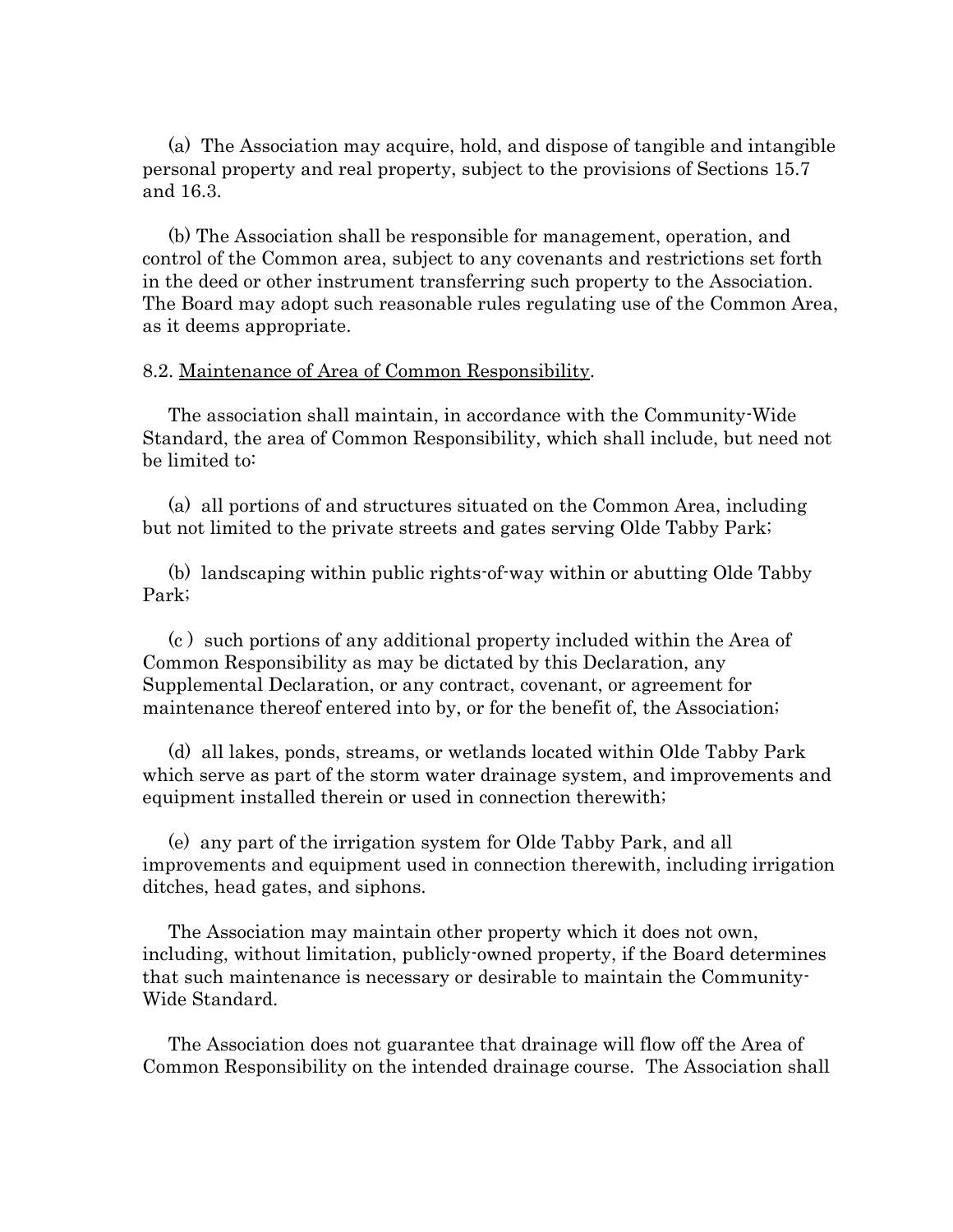(a) The Association may acquire, hold, and dispose of tangible and intangible personal property and real property, subject to the provisions of Sections 15.7 and 16.3.

(b) The Association shall be responsible for management, operation, and control of the Common area, subject to any covenants and restrictions set forth in the deed or other instrument transferring such property to the Association. The Board may adopt such reasonable rules regulating use of the Common Area, as it deems appropriate.

8.2. <u>Maintenance of Area of Common Responsibility</u>.

The association shall maintain, in accordance with the Community-Wide Standard, the area of Common Responsibility, which shall include, but need not be limited to:

(a) all portions of and structures situated on the Common Area, including but not limited to the private streets and gates serving Olde Tabby Park;

(b) landscaping within public rights-of-way within or abutting Olde Tabby Park;

(c ) such portions of any additional property included within the Area of Common Responsibility as may be dictated by this Declaration, any Supplemental Declaration, or any contract, covenant, or agreement for maintenance thereof entered into by, or for the benefit of, the Association;

(d) all lakes, ponds, streams, or wetlands located within Olde Tabby Park which serve as part of the storm water drainage system, and improvements and equipment installed therein or used in connection therewith;

(e) any part of the irrigation system for Olde Tabby Park, and all improvements and equipment used in connection therewith, including irrigation ditches, head gates, and siphons.

The Association may maintain other property which it does not own, including, without limitation, publicly-owned property, if the Board determines that such maintenance is necessary or desirable to maintain the Community-Wide Standard.

The Association does not guarantee that drainage will flow off the Area of Common Responsibility on the intended drainage course. The Association shall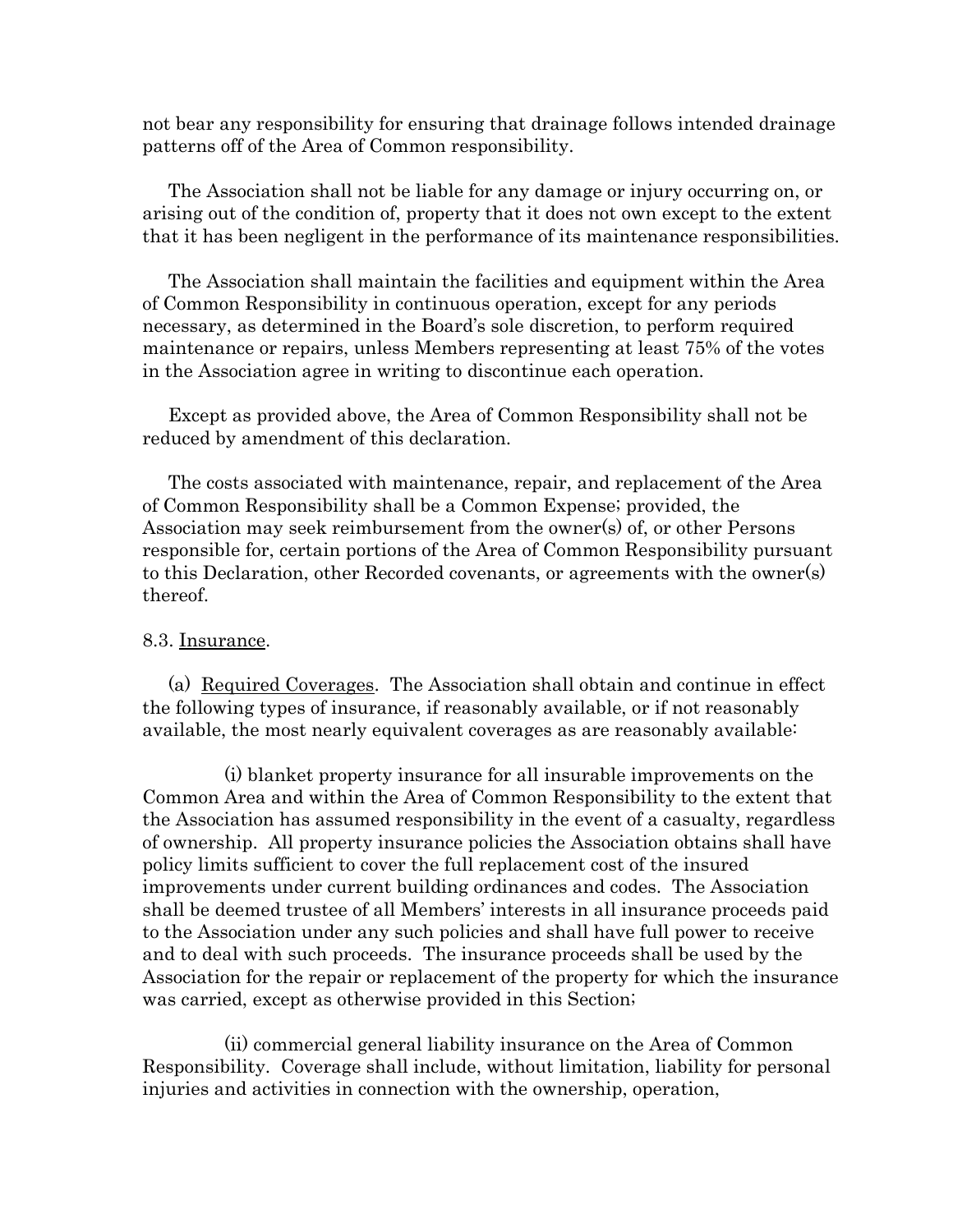not bear any responsibility for ensuring that drainage follows intended drainage patterns off of the Area of Common responsibility.

The Association shall not be liable for any damage or injury occurring on, or arising out of the condition of, property that it does not own except to the extent that it has been negligent in the performance of its maintenance responsibilities.

The Association shall maintain the facilities and equipment within the Area of Common Responsibility in continuous operation, except for any periods necessary, as determined in the Board's sole discretion, to perform required maintenance or repairs, unless Members representing at least 75% of the votes in the Association agree in writing to discontinue each operation.

Except as provided above, the Area of Common Responsibility shall not be reduced by amendment of this declaration.

The costs associated with maintenance, repair, and replacement of the Area of Common Responsibility shall be a Common Expense; provided, the Association may seek reimbursement from the owner(s) of, or other Persons responsible for, certain portions of the Area of Common Responsibility pursuant to this Declaration, other Recorded covenants, or agreements with the owner(s) thereof.

8.3. Insurance.

(a) Required Coverages. The Association shall obtain and continue in effect the following types of insurance, if reasonably available, or if not reasonably available, the most nearly equivalent coverages as are reasonably available:

(i) blanket property insurance for all insurable improvements on the Common Area and within the Area of Common Responsibility to the extent that the Association has assumed responsibility in the event of a casualty, regardless of ownership. All property insurance policies the Association obtains shall have policy limits sufficient to cover the full replacement cost of the insured improvements under current building ordinances and codes. The Association shall be deemed trustee of all Members' interests in all insurance proceeds paid to the Association under any such policies and shall have full power to receive and to deal with such proceeds. The insurance proceeds shall be used by the Association for the repair or replacement of the property for which the insurance was carried, except as otherwise provided in this Section;

(ii) commercial general liability insurance on the Area of Common Responsibility. Coverage shall include, without limitation, liability for personal injuries and activities in connection with the ownership, operation,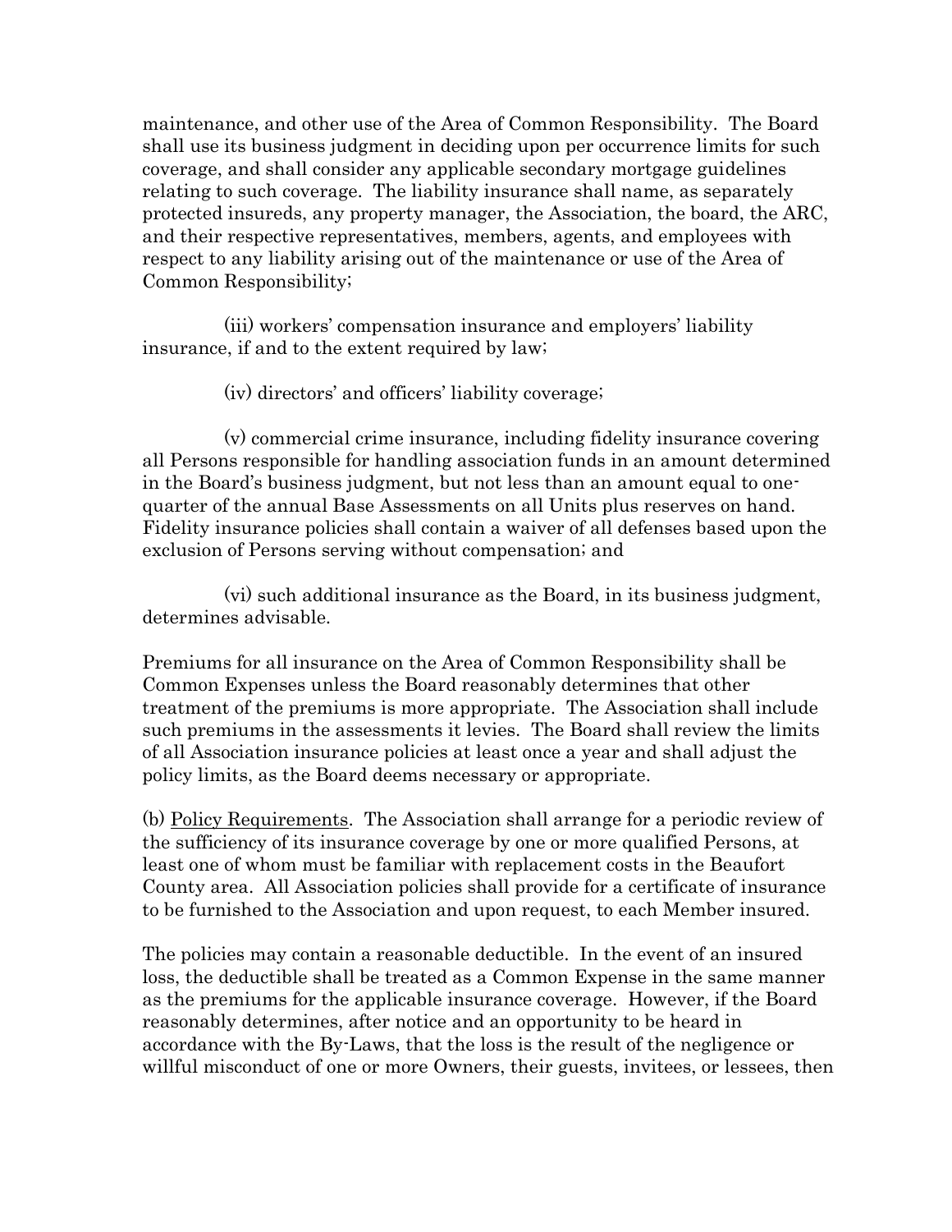maintenance, and other use of the Area of Common Responsibility. The Board shall use its business judgment in deciding upon per occurrence limits for such coverage, and shall consider any applicable secondary mortgage guidelines relating to such coverage. The liability insurance shall name, as separately protected insureds, any property manager, the Association, the board, the ARC, and their respective representatives, members, agents, and employees with respect to any liability arising out of the maintenance or use of the Area of Common Responsibility;

(iii) workers' compensation insurance and employers' liability insurance, if and to the extent required by law;

(iv) directors' and officers' liability coverage;

(v) commercial crime insurance, including fidelity insurance covering all Persons responsible for handling association funds in an amount determined in the Board's business judgment, but not less than an amount equal to one-quarter of the annual Base Assessments on all Units plus reserves on hand. Fidelity insurance policies shall contain a waiver of all defenses based upon the exclusion of Persons serving without compensation; and

(vi) such additional insurance as the Board, in its business judgment, determines advisable.

Premiums for all insurance on the Area of Common Responsibility shall be Common Expenses unless the Board reasonably determines that other treatment of the premiums is more appropriate. The Association shall include such premiums in the assessments it levies. The Board shall review the limits of all Association insurance policies at least once a year and shall adjust the policy limits, as the Board deems necessary or appropriate.

(b) Policy Requirements. The Association shall arrange for a periodic review of the sufficiency of its insurance coverage by one or more qualified Persons, at least one of whom must be familiar with replacement costs in the Beaufort County area. All Association policies shall provide for a certificate of insurance to be furnished to the Association and upon request, to each Member insured.

The policies may contain a reasonable deductible. In the event of an insured loss, the deductible shall be treated as a Common Expense in the same manner as the premiums for the applicable insurance coverage. However, if the Board reasonably determines, after notice and an opportunity to be heard in accordance with the By-Laws, that the loss is the result of the negligence or willful misconduct of one or more Owners, their guests, invitees, or lessees, then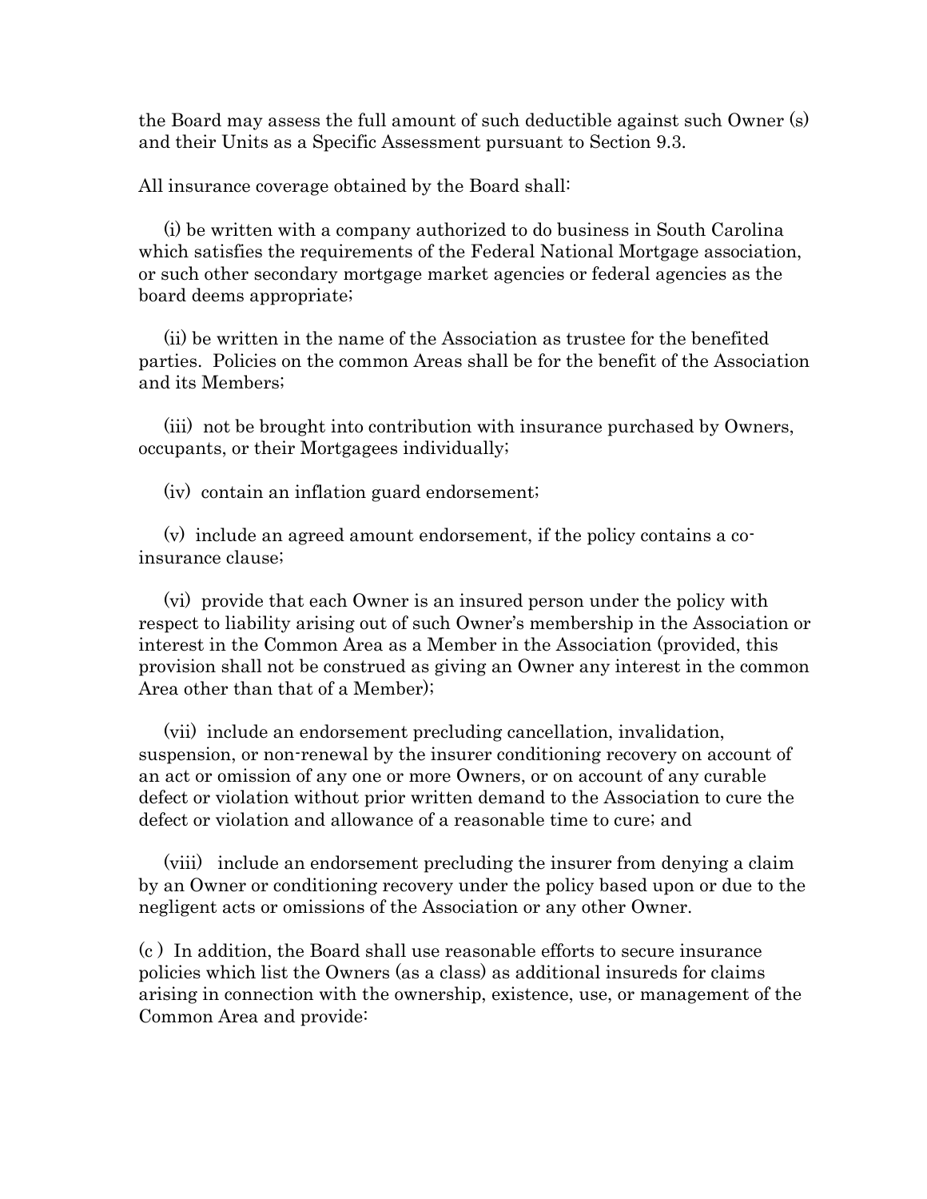the Board may assess the full amount of such deductible against such Owner (s) and their Units as a Specific Assessment pursuant to Section 9.3.

All insurance coverage obtained by the Board shall:

(i) be written with a company authorized to do business in South Carolina which satisfies the requirements of the Federal National Mortgage association, or such other secondary mortgage market agencies or federal agencies as the board deems appropriate;

(ii) be written in the name of the Association as trustee for the benefited parties. Policies on the common Areas shall be for the benefit of the Association and its Members;

(iii) not be brought into contribution with insurance purchased by Owners, occupants, or their Mortgagees individually;

(iv) contain an inflation guard endorsement;

(v) include an agreed amount endorsement, if the policy contains a co-insurance clause;

(vi) provide that each Owner is an insured person under the policy with respect to liability arising out of such Owner's membership in the Association or interest in the Common Area as a Member in the Association (provided, this provision shall not be construed as giving an Owner any interest in the common Area other than that of a Member);

(vii) include an endorsement precluding cancellation, invalidation, suspension, or non-renewal by the insurer conditioning recovery on account of an act or omission of any one or more Owners, or on account of any curable defect or violation without prior written demand to the Association to cure the defect or violation and allowance of a reasonable time to cure; and

(viii) include an endorsement precluding the insurer from denying a claim by an Owner or conditioning recovery under the policy based upon or due to the negligent acts or omissions of the Association or any other Owner.

(c ) In addition, the Board shall use reasonable efforts to secure insurance policies which list the Owners (as a class) as additional insureds for claims arising in connection with the ownership, existence, use, or management of the Common Area and provide: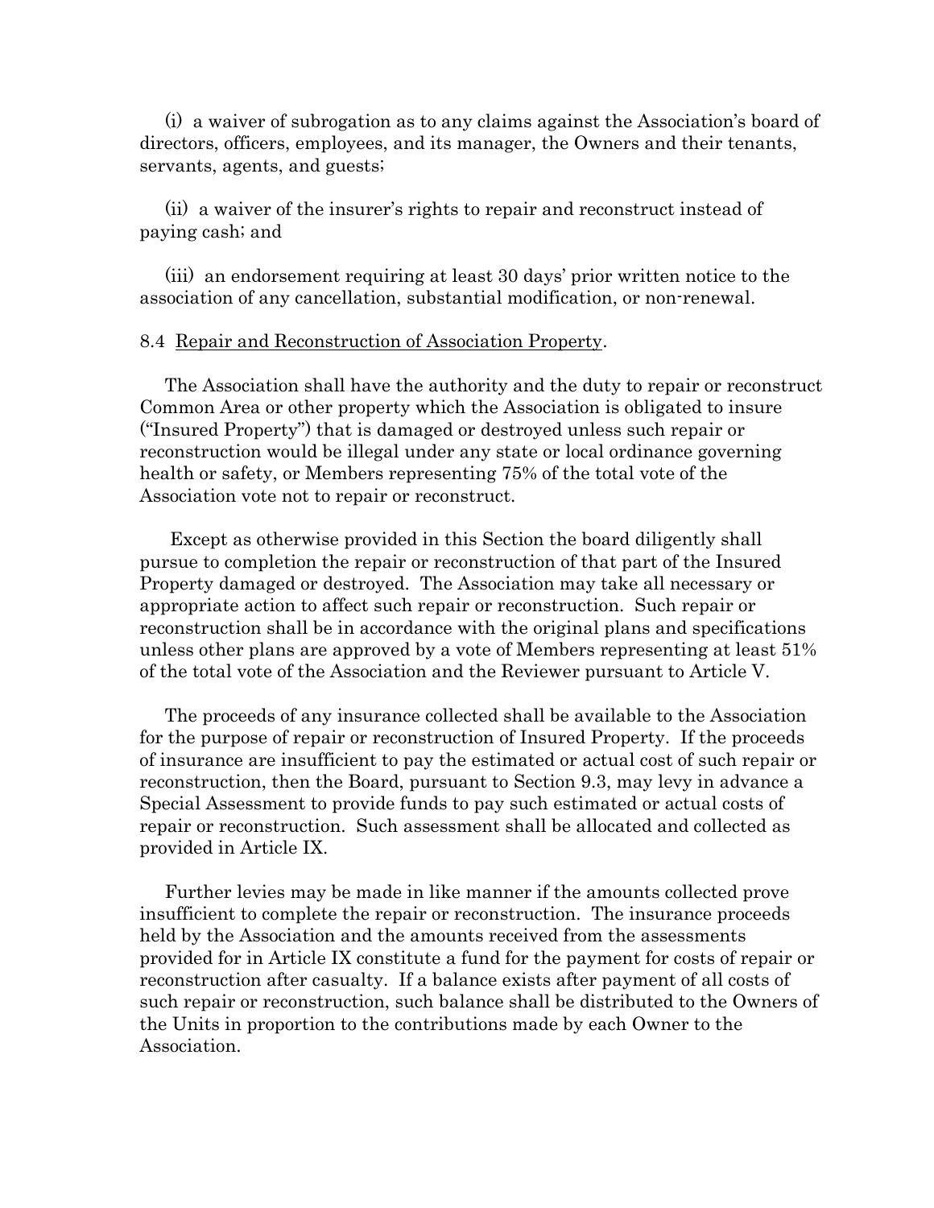(i) a waiver of subrogation as to any claims against the Association's board of directors, officers, employees, and its manager, the Owners and their tenants, servants, agents, and guests;

(ii) a waiver of the insurer's rights to repair and reconstruct instead of paying cash; and

(iii) an endorsement requiring at least 30 days' prior written notice to the association of any cancellation, substantial modification, or non-renewal.

8.4 <u>Repair and Reconstruction of Association Property</u>.

The Association shall have the authority and the duty to repair or reconstruct Common Area or other property which the Association is obligated to insure ("Insured Property") that is damaged or destroyed unless such repair or reconstruction would be illegal under any state or local ordinance governing health or safety, or Members representing 75% of the total vote of the Association vote not to repair or reconstruct.

Except as otherwise provided in this Section the board diligently shall pursue to completion the repair or reconstruction of that part of the Insured Property damaged or destroyed. The Association may take all necessary or appropriate action to affect such repair or reconstruction. Such repair or reconstruction shall be in accordance with the original plans and specifications unless other plans are approved by a vote of Members representing at least 51% of the total vote of the Association and the Reviewer pursuant to Article V.

The proceeds of any insurance collected shall be available to the Association for the purpose of repair or reconstruction of Insured Property. If the proceeds of insurance are insufficient to pay the estimated or actual cost of such repair or reconstruction, then the Board, pursuant to Section 9.3, may levy in advance a Special Assessment to provide funds to pay such estimated or actual costs of repair or reconstruction. Such assessment shall be allocated and collected as provided in Article IX.

Further levies may be made in like manner if the amounts collected prove insufficient to complete the repair or reconstruction. The insurance proceeds held by the Association and the amounts received from the assessments provided for in Article IX constitute a fund for the payment for costs of repair or reconstruction after casualty. If a balance exists after payment of all costs of such repair or reconstruction, such balance shall be distributed to the Owners of the Units in proportion to the contributions made by each Owner to the Association.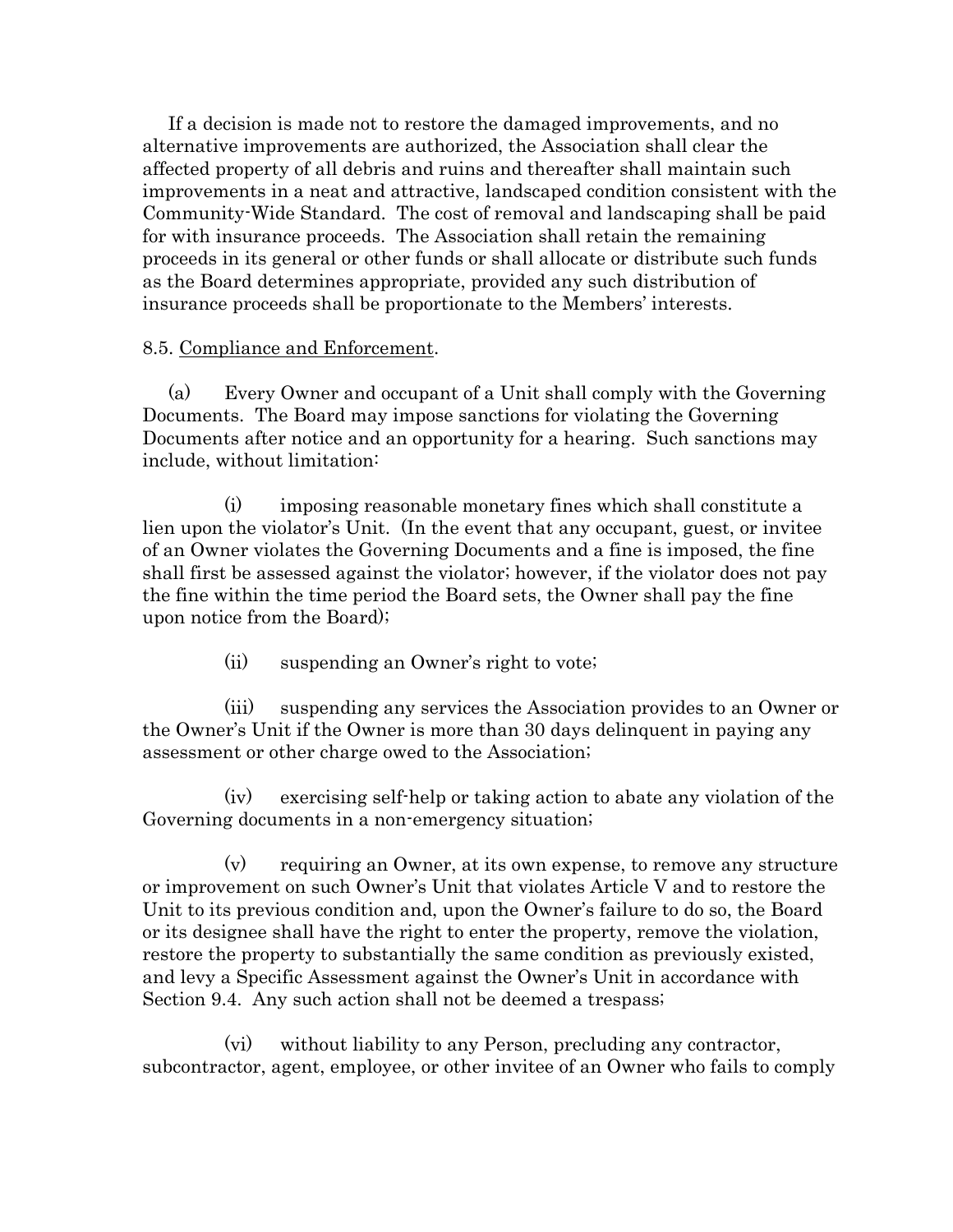If a decision is made not to restore the damaged improvements, and no alternative improvements are authorized, the Association shall clear the affected property of all debris and ruins and thereafter shall maintain such improvements in a neat and attractive, landscaped condition consistent with the Community-Wide Standard. The cost of removal and landscaping shall be paid for with insurance proceeds. The Association shall retain the remaining proceeds in its general or other funds or shall allocate or distribute such funds as the Board determines appropriate, provided any such distribution of insurance proceeds shall be proportionate to the Members' interests.

8.5. Compliance and Enforcement.

(a) Every Owner and occupant of a Unit shall comply with the Governing Documents. The Board may impose sanctions for violating the Governing Documents after notice and an opportunity for a hearing. Such sanctions may include, without limitation:

(i) imposing reasonable monetary fines which shall constitute a lien upon the violator's Unit. (In the event that any occupant, guest, or invitee of an Owner violates the Governing Documents and a fine is imposed, the fine shall first be assessed against the violator; however, if the violator does not pay the fine within the time period the Board sets, the Owner shall pay the fine upon notice from the Board);

(ii) suspending an Owner's right to vote;

(iii) suspending any services the Association provides to an Owner or the Owner's Unit if the Owner is more than 30 days delinquent in paying any assessment or other charge owed to the Association;

(iv) exercising self-help or taking action to abate any violation of the Governing documents in a non-emergency situation;

(v) requiring an Owner, at its own expense, to remove any structure or improvement on such Owner's Unit that violates Article V and to restore the Unit to its previous condition and, upon the Owner's failure to do so, the Board or its designee shall have the right to enter the property, remove the violation, restore the property to substantially the same condition as previously existed, and levy a Specific Assessment against the Owner's Unit in accordance with Section 9.4. Any such action shall not be deemed a trespass;

(vi) without liability to any Person, precluding any contractor, subcontractor, agent, employee, or other invitee of an Owner who fails to comply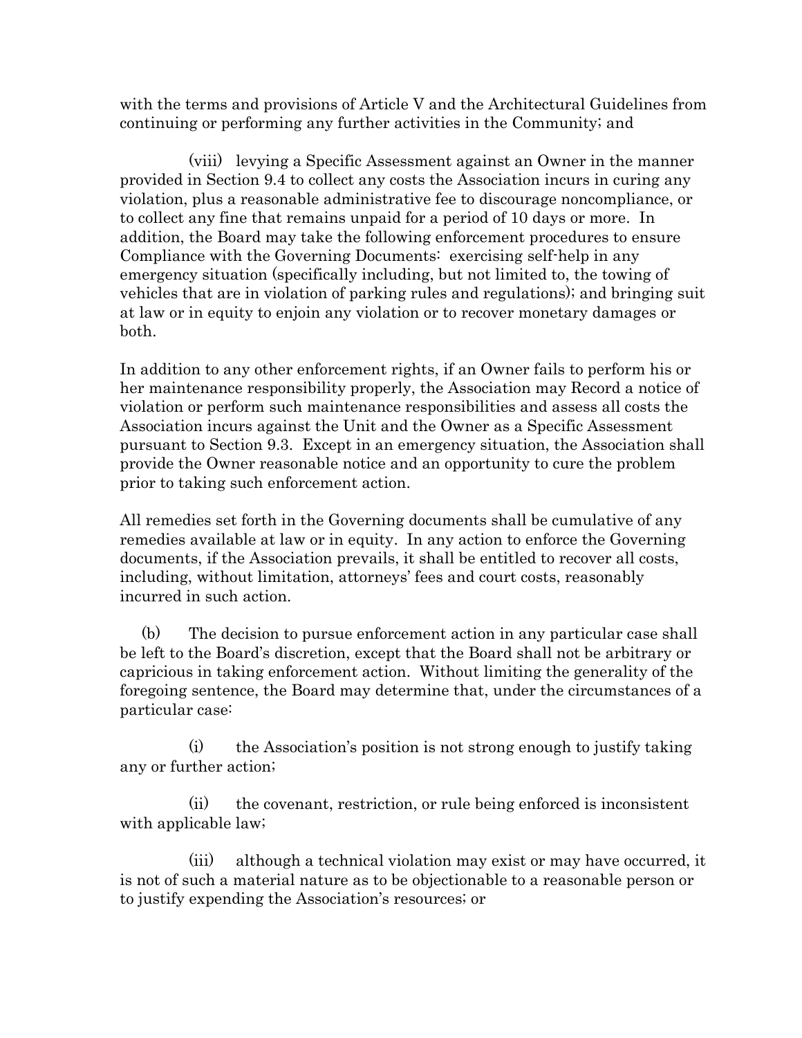with the terms and provisions of Article V and the Architectural Guidelines from continuing or performing any further activities in the Community; and

(viii) levying a Specific Assessment against an Owner in the manner provided in Section 9.4 to collect any costs the Association incurs in curing any violation, plus a reasonable administrative fee to discourage noncompliance, or to collect any fine that remains unpaid for a period of 10 days or more. In addition, the Board may take the following enforcement procedures to ensure Compliance with the Governing Documents: exercising self-help in any emergency situation (specifically including, but not limited to, the towing of vehicles that are in violation of parking rules and regulations); and bringing suit at law or in equity to enjoin any violation or to recover monetary damages or both.

In addition to any other enforcement rights, if an Owner fails to perform his or her maintenance responsibility properly, the Association may Record a notice of violation or perform such maintenance responsibilities and assess all costs the Association incurs against the Unit and the Owner as a Specific Assessment pursuant to Section 9.3. Except in an emergency situation, the Association shall provide the Owner reasonable notice and an opportunity to cure the problem prior to taking such enforcement action.

All remedies set forth in the Governing documents shall be cumulative of any remedies available at law or in equity. In any action to enforce the Governing documents, if the Association prevails, it shall be entitled to recover all costs, including, without limitation, attorneys' fees and court costs, reasonably incurred in such action.

(b) The decision to pursue enforcement action in any particular case shall be left to the Board's discretion, except that the Board shall not be arbitrary or capricious in taking enforcement action. Without limiting the generality of the foregoing sentence, the Board may determine that, under the circumstances of a particular case:

(i) the Association's position is not strong enough to justify taking any or further action;

(ii) the covenant, restriction, or rule being enforced is inconsistent with applicable law;

(iii) although a technical violation may exist or may have occurred, it is not of such a material nature as to be objectionable to a reasonable person or to justify expending the Association's resources; or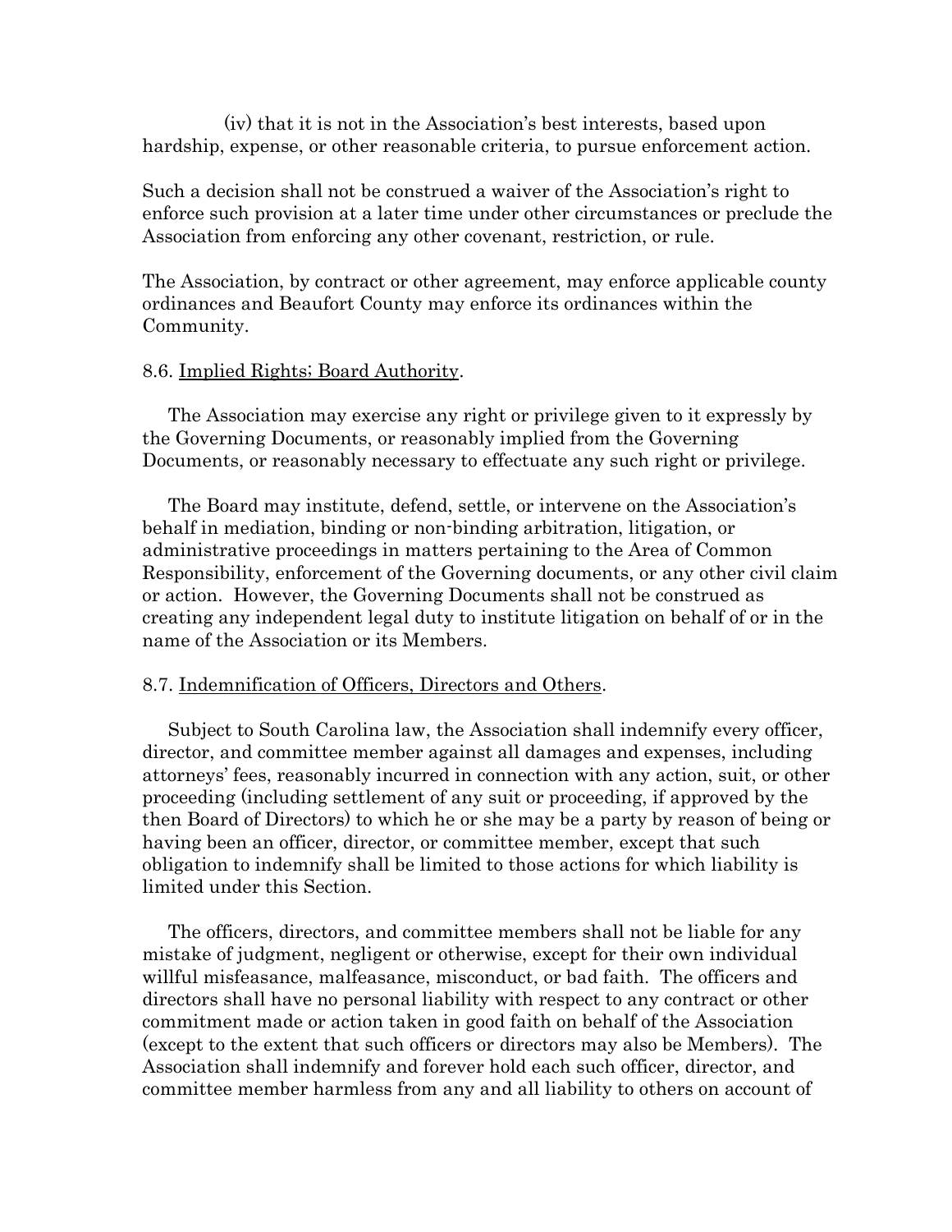(iv) that it is not in the Association's best interests, based upon hardship, expense, or other reasonable criteria, to pursue enforcement action.

Such a decision shall not be construed a waiver of the Association's right to enforce such provision at a later time under other circumstances or preclude the Association from enforcing any other covenant, restriction, or rule.

The Association, by contract or other agreement, may enforce applicable county ordinances and Beaufort County may enforce its ordinances within the Community.

8.6. Implied Rights; Board Authority.

The Association may exercise any right or privilege given to it expressly by the Governing Documents, or reasonably implied from the Governing Documents, or reasonably necessary to effectuate any such right or privilege.

The Board may institute, defend, settle, or intervene on the Association's behalf in mediation, binding or non-binding arbitration, litigation, or administrative proceedings in matters pertaining to the Area of Common Responsibility, enforcement of the Governing documents, or any other civil claim or action. However, the Governing Documents shall not be construed as creating any independent legal duty to institute litigation on behalf of or in the name of the Association or its Members.

8.7. Indemnification of Officers, Directors and Others.

Subject to South Carolina law, the Association shall indemnify every officer, director, and committee member against all damages and expenses, including attorneys' fees, reasonably incurred in connection with any action, suit, or other proceeding (including settlement of any suit or proceeding, if approved by the then Board of Directors) to which he or she may be a party by reason of being or having been an officer, director, or committee member, except that such obligation to indemnify shall be limited to those actions for which liability is limited under this Section.

The officers, directors, and committee members shall not be liable for any mistake of judgment, negligent or otherwise, except for their own individual willful misfeasance, malfeasance, misconduct, or bad faith. The officers and directors shall have no personal liability with respect to any contract or other commitment made or action taken in good faith on behalf of the Association (except to the extent that such officers or directors may also be Members). The Association shall indemnify and forever hold each such officer, director, and committee member harmless from any and all liability to others on account of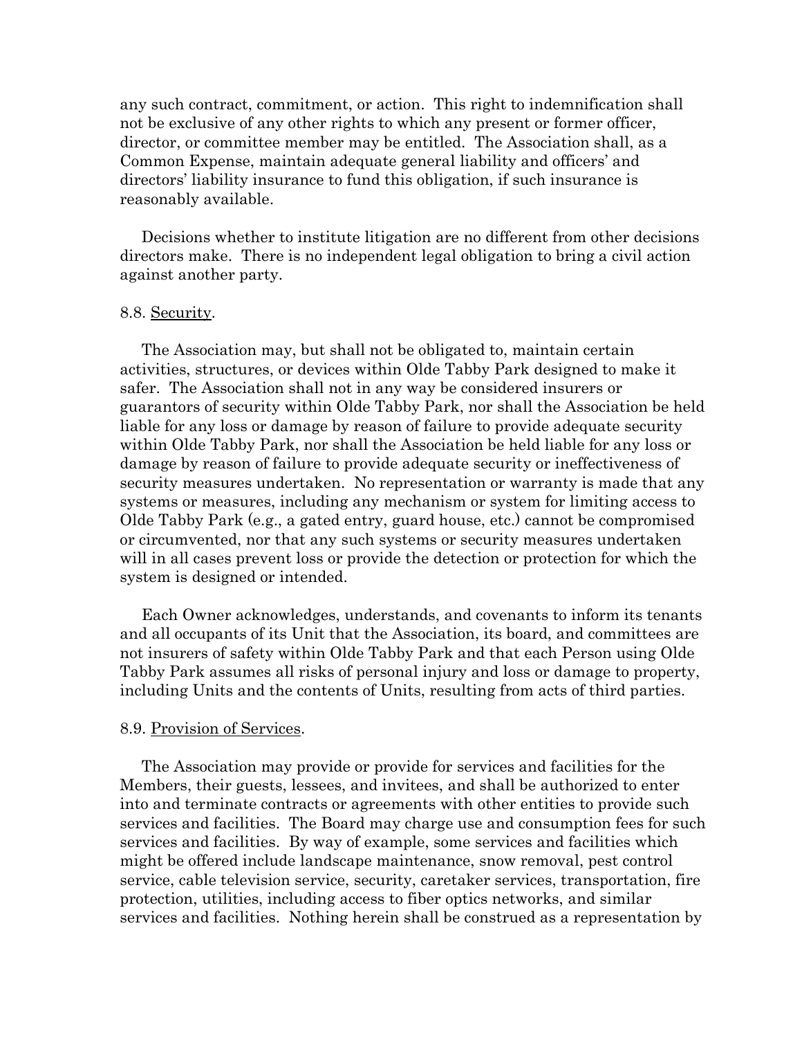any such contract, commitment, or action. This right to indemnification shall not be exclusive of any other rights to which any present or former officer, director, or committee member may be entitled. The Association shall, as a Common Expense, maintain adequate general liability and officers' and directors' liability insurance to fund this obligation, if such insurance is reasonably available.

Decisions whether to institute litigation are no different from other decisions directors make. There is no independent legal obligation to bring a civil action against another party.

8.8. Security.

The Association may, but shall not be obligated to, maintain certain activities, structures, or devices within Olde Tabby Park designed to make it safer. The Association shall not in any way be considered insurers or guarantors of security within Olde Tabby Park, nor shall the Association be held liable for any loss or damage by reason of failure to provide adequate security within Olde Tabby Park, nor shall the Association be held liable for any loss or damage by reason of failure to provide adequate security or ineffectiveness of security measures undertaken. No representation or warranty is made that any systems or measures, including any mechanism or system for limiting access to Olde Tabby Park (e.g., a gated entry, guard house, etc.) cannot be compromised or circumvented, nor that any such systems or security measures undertaken will in all cases prevent loss or provide the detection or protection for which the system is designed or intended.

Each Owner acknowledges, understands, and covenants to inform its tenants and all occupants of its Unit that the Association, its board, and committees are not insurers of safety within Olde Tabby Park and that each Person using Olde Tabby Park assumes all risks of personal injury and loss or damage to property, including Units and the contents of Units, resulting from acts of third parties.

8.9. Provision of Services.

The Association may provide or provide for services and facilities for the Members, their guests, lessees, and invitees, and shall be authorized to enter into and terminate contracts or agreements with other entities to provide such services and facilities. The Board may charge use and consumption fees for such services and facilities. By way of example, some services and facilities which might be offered include landscape maintenance, snow removal, pest control service, cable television service, security, caretaker services, transportation, fire protection, utilities, including access to fiber optics networks, and similar services and facilities. Nothing herein shall be construed as a representation by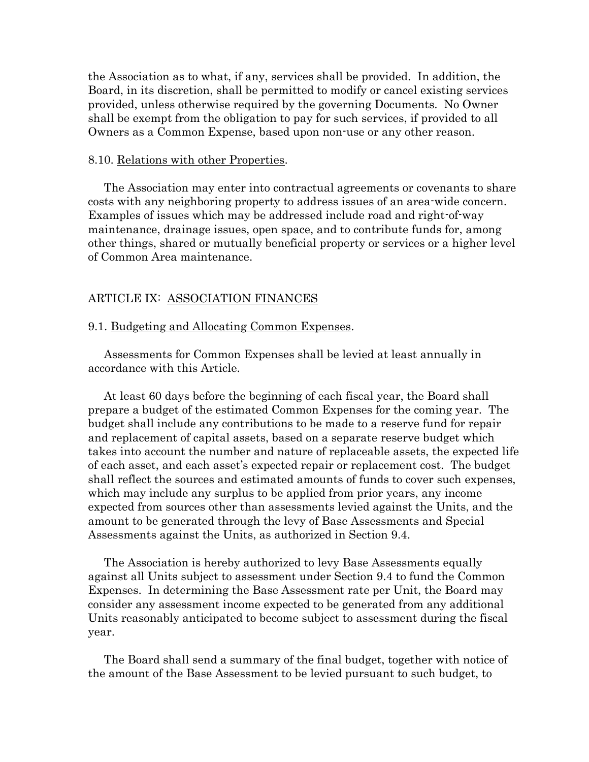the Association as to what, if any, services shall be provided. In addition, the Board, in its discretion, shall be permitted to modify or cancel existing services provided, unless otherwise required by the governing Documents. No Owner shall be exempt from the obligation to pay for such services, if provided to all Owners as a Common Expense, based upon non-use or any other reason.

8.10. Relations with other Properties.

The Association may enter into contractual agreements or covenants to share costs with any neighboring property to address issues of an area-wide concern. Examples of issues which may be addressed include road and right-of-way maintenance, drainage issues, open space, and to contribute funds for, among other things, shared or mutually beneficial property or services or a higher level of Common Area maintenance.

## ARTICLE IX: ASSOCIATION FINANCES

9.1. Budgeting and Allocating Common Expenses.

Assessments for Common Expenses shall be levied at least annually in accordance with this Article.

At least 60 days before the beginning of each fiscal year, the Board shall prepare a budget of the estimated Common Expenses for the coming year. The budget shall include any contributions to be made to a reserve fund for repair and replacement of capital assets, based on a separate reserve budget which takes into account the number and nature of replaceable assets, the expected life of each asset, and each asset's expected repair or replacement cost. The budget shall reflect the sources and estimated amounts of funds to cover such expenses, which may include any surplus to be applied from prior years, any income expected from sources other than assessments levied against the Units, and the amount to be generated through the levy of Base Assessments and Special Assessments against the Units, as authorized in Section 9.4.

The Association is hereby authorized to levy Base Assessments equally against all Units subject to assessment under Section 9.4 to fund the Common Expenses. In determining the Base Assessment rate per Unit, the Board may consider any assessment income expected to be generated from any additional Units reasonably anticipated to become subject to assessment during the fiscal year.

The Board shall send a summary of the final budget, together with notice of the amount of the Base Assessment to be levied pursuant to such budget, to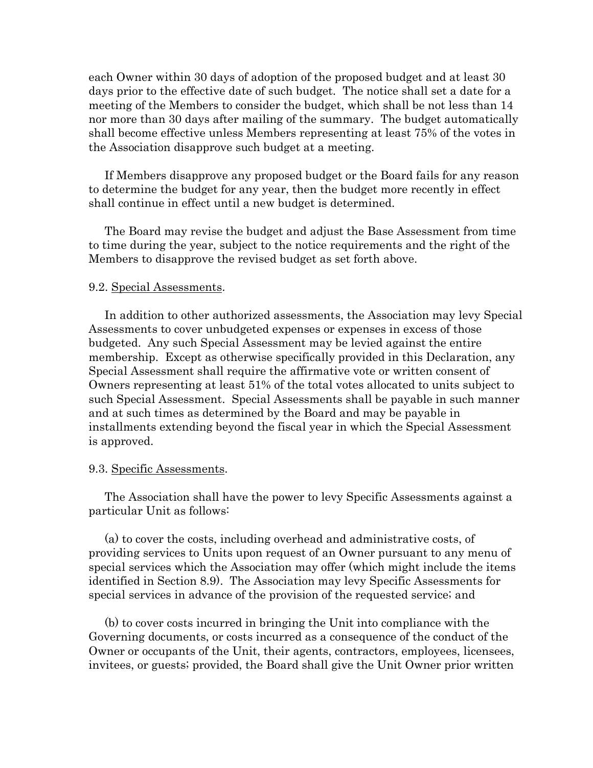each Owner within 30 days of adoption of the proposed budget and at least 30 days prior to the effective date of such budget. The notice shall set a date for a meeting of the Members to consider the budget, which shall be not less than 14 nor more than 30 days after mailing of the summary. The budget automatically shall become effective unless Members representing at least 75% of the votes in the Association disapprove such budget at a meeting.

If Members disapprove any proposed budget or the Board fails for any reason to determine the budget for any year, then the budget more recently in effect shall continue in effect until a new budget is determined.

The Board may revise the budget and adjust the Base Assessment from time to time during the year, subject to the notice requirements and the right of the Members to disapprove the revised budget as set forth above.

9.2. Special Assessments.

In addition to other authorized assessments, the Association may levy Special Assessments to cover unbudgeted expenses or expenses in excess of those budgeted. Any such Special Assessment may be levied against the entire membership. Except as otherwise specifically provided in this Declaration, any Special Assessment shall require the affirmative vote or written consent of Owners representing at least 51% of the total votes allocated to units subject to such Special Assessment. Special Assessments shall be payable in such manner and at such times as determined by the Board and may be payable in installments extending beyond the fiscal year in which the Special Assessment is approved.

9.3. Specific Assessments.

The Association shall have the power to levy Specific Assessments against a particular Unit as follows:

(a) to cover the costs, including overhead and administrative costs, of providing services to Units upon request of an Owner pursuant to any menu of special services which the Association may offer (which might include the items identified in Section 8.9). The Association may levy Specific Assessments for special services in advance of the provision of the requested service; and

(b) to cover costs incurred in bringing the Unit into compliance with the Governing documents, or costs incurred as a consequence of the conduct of the Owner or occupants of the Unit, their agents, contractors, employees, licensees, invitees, or guests; provided, the Board shall give the Unit Owner prior written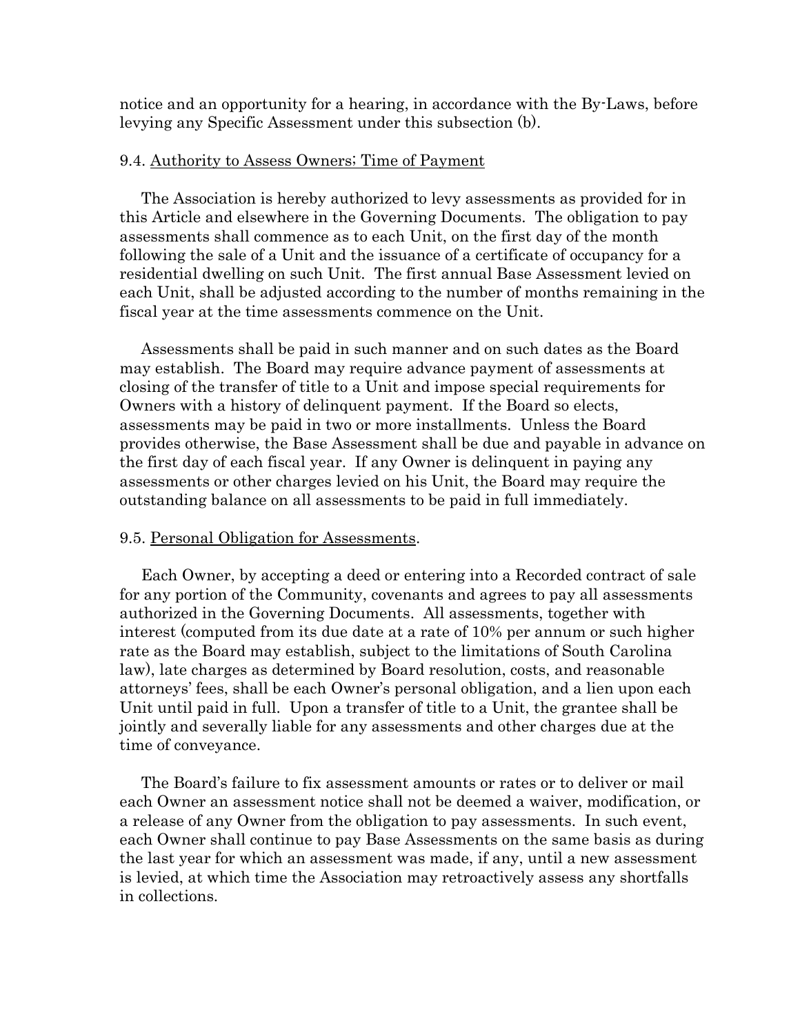notice and an opportunity for a hearing, in accordance with the By-Laws, before levying any Specific Assessment under this subsection (b).

### 9.4. Authority to Assess Owners; Time of Payment

The Association is hereby authorized to levy assessments as provided for in this Article and elsewhere in the Governing Documents. The obligation to pay assessments shall commence as to each Unit, on the first day of the month following the sale of a Unit and the issuance of a certificate of occupancy for a residential dwelling on such Unit. The first annual Base Assessment levied on each Unit, shall be adjusted according to the number of months remaining in the fiscal year at the time assessments commence on the Unit.

Assessments shall be paid in such manner and on such dates as the Board may establish. The Board may require advance payment of assessments at closing of the transfer of title to a Unit and impose special requirements for Owners with a history of delinquent payment. If the Board so elects, assessments may be paid in two or more installments. Unless the Board provides otherwise, the Base Assessment shall be due and payable in advance on the first day of each fiscal year. If any Owner is delinquent in paying any assessments or other charges levied on his Unit, the Board may require the outstanding balance on all assessments to be paid in full immediately.

### 9.5. Personal Obligation for Assessments.

Each Owner, by accepting a deed or entering into a Recorded contract of sale for any portion of the Community, covenants and agrees to pay all assessments authorized in the Governing Documents. All assessments, together with interest (computed from its due date at a rate of 10% per annum or such higher rate as the Board may establish, subject to the limitations of South Carolina law), late charges as determined by Board resolution, costs, and reasonable attorneys' fees, shall be each Owner's personal obligation, and a lien upon each Unit until paid in full. Upon a transfer of title to a Unit, the grantee shall be jointly and severally liable for any assessments and other charges due at the time of conveyance.

The Board's failure to fix assessment amounts or rates or to deliver or mail each Owner an assessment notice shall not be deemed a waiver, modification, or a release of any Owner from the obligation to pay assessments. In such event, each Owner shall continue to pay Base Assessments on the same basis as during the last year for which an assessment was made, if any, until a new assessment is levied, at which time the Association may retroactively assess any shortfalls in collections.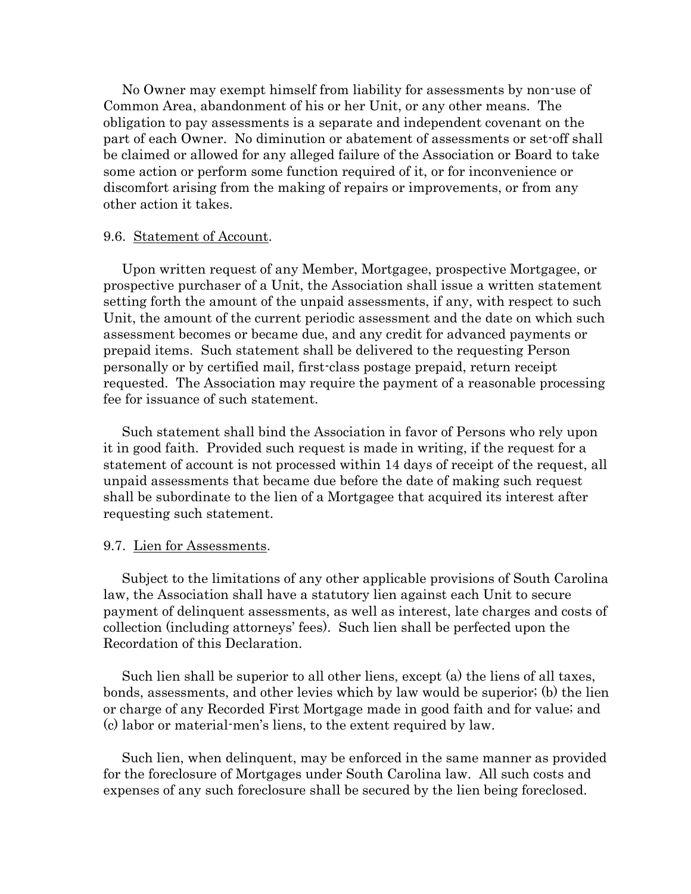No Owner may exempt himself from liability for assessments by non-use of Common Area, abandonment of his or her Unit, or any other means. The obligation to pay assessments is a separate and independent covenant on the part of each Owner. No diminution or abatement of assessments or set-off shall be claimed or allowed for any alleged failure of the Association or Board to take some action or perform some function required of it, or for inconvenience or discomfort arising from the making of repairs or improvements, or from any other action it takes.

9.6. Statement of Account.

Upon written request of any Member, Mortgagee, prospective Mortgagee, or prospective purchaser of a Unit, the Association shall issue a written statement setting forth the amount of the unpaid assessments, if any, with respect to such Unit, the amount of the current periodic assessment and the date on which such assessment becomes or became due, and any credit for advanced payments or prepaid items. Such statement shall be delivered to the requesting Person personally or by certified mail, first-class postage prepaid, return receipt requested. The Association may require the payment of a reasonable processing fee for issuance of such statement.

Such statement shall bind the Association in favor of Persons who rely upon it in good faith. Provided such request is made in writing, if the request for a statement of account is not processed within 14 days of receipt of the request, all unpaid assessments that became due before the date of making such request shall be subordinate to the lien of a Mortgagee that acquired its interest after requesting such statement.

9.7. Lien for Assessments.

Subject to the limitations of any other applicable provisions of South Carolina law, the Association shall have a statutory lien against each Unit to secure payment of delinquent assessments, as well as interest, late charges and costs of collection (including attorneys' fees). Such lien shall be perfected upon the Recordation of this Declaration.

Such lien shall be superior to all other liens, except (a) the liens of all taxes, bonds, assessments, and other levies which by law would be superior; (b) the lien or charge of any Recorded First Mortgage made in good faith and for value; and (c) labor or material-men's liens, to the extent required by law.

Such lien, when delinquent, may be enforced in the same manner as provided for the foreclosure of Mortgages under South Carolina law. All such costs and expenses of any such foreclosure shall be secured by the lien being foreclosed.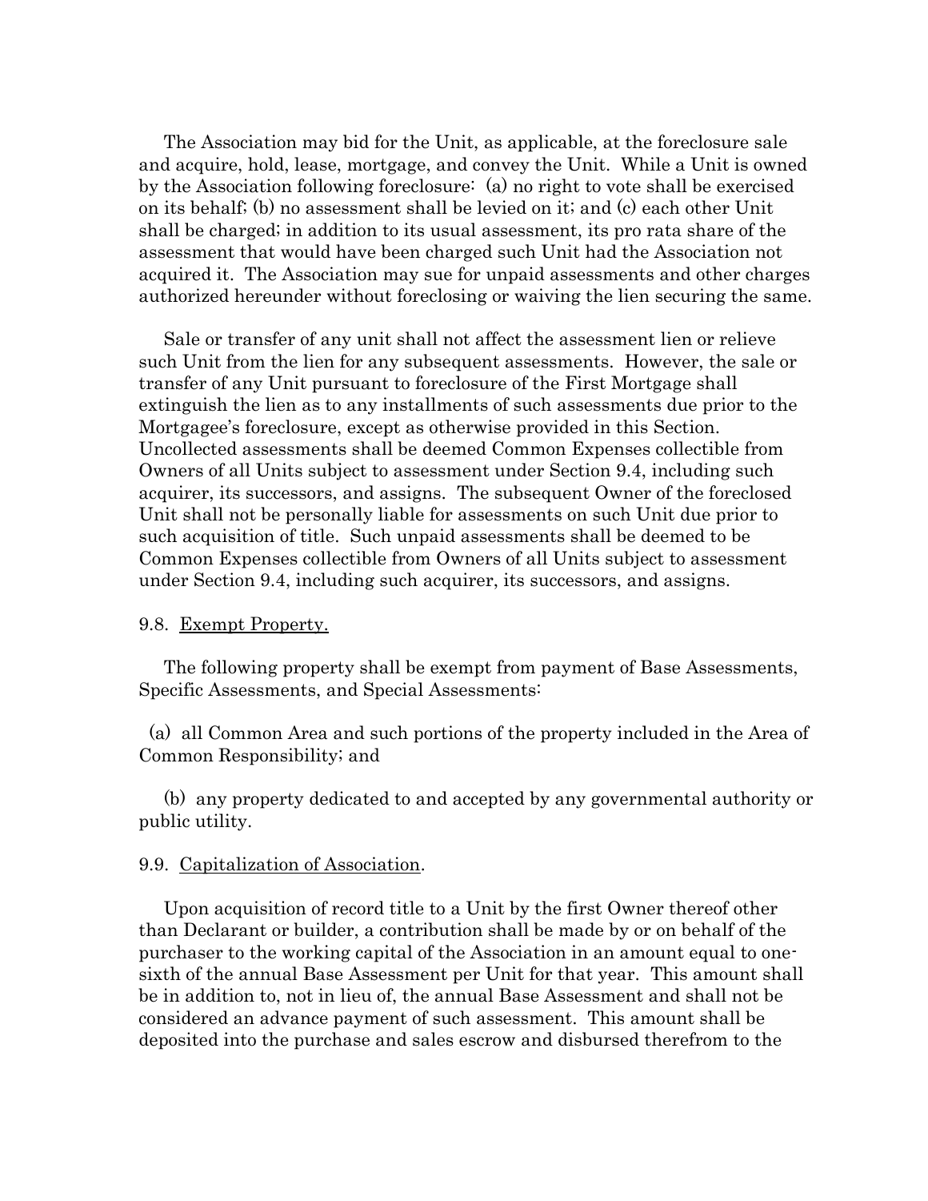The Association may bid for the Unit, as applicable, at the foreclosure sale and acquire, hold, lease, mortgage, and convey the Unit. While a Unit is owned by the Association following foreclosure: (a) no right to vote shall be exercised on its behalf; (b) no assessment shall be levied on it; and (c) each other Unit shall be charged; in addition to its usual assessment, its pro rata share of the assessment that would have been charged such Unit had the Association not acquired it. The Association may sue for unpaid assessments and other charges authorized hereunder without foreclosing or waiving the lien securing the same.

Sale or transfer of any unit shall not affect the assessment lien or relieve such Unit from the lien for any subsequent assessments. However, the sale or transfer of any Unit pursuant to foreclosure of the First Mortgage shall extinguish the lien as to any installments of such assessments due prior to the Mortgagee's foreclosure, except as otherwise provided in this Section. Uncollected assessments shall be deemed Common Expenses collectible from Owners of all Units subject to assessment under Section 9.4, including such acquirer, its successors, and assigns. The subsequent Owner of the foreclosed Unit shall not be personally liable for assessments on such Unit due prior to such acquisition of title. Such unpaid assessments shall be deemed to be Common Expenses collectible from Owners of all Units subject to assessment under Section 9.4, including such acquirer, its successors, and assigns.

9.8. Exempt Property.

The following property shall be exempt from payment of Base Assessments, Specific Assessments, and Special Assessments:

(a) all Common Area and such portions of the property included in the Area of Common Responsibility; and

(b) any property dedicated to and accepted by any governmental authority or public utility.

9.9. Capitalization of Association.

Upon acquisition of record title to a Unit by the first Owner thereof other than Declarant or builder, a contribution shall be made by or on behalf of the purchaser to the working capital of the Association in an amount equal to one-sixth of the annual Base Assessment per Unit for that year. This amount shall be in addition to, not in lieu of, the annual Base Assessment and shall not be considered an advance payment of such assessment. This amount shall be deposited into the purchase and sales escrow and disbursed therefrom to the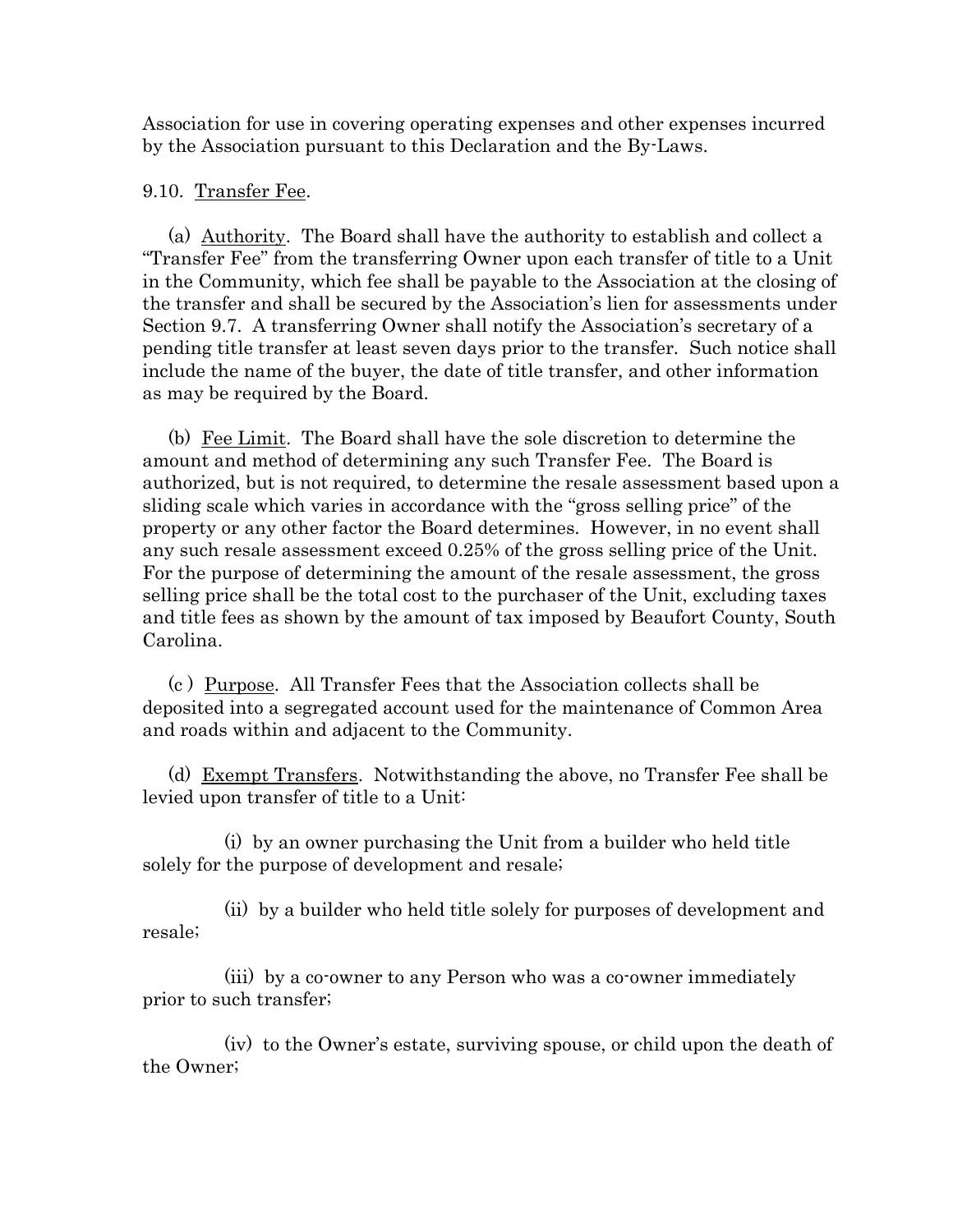Association for use in covering operating expenses and other expenses incurred by the Association pursuant to this Declaration and the By-Laws.

9.10. Transfer Fee.

(a) Authority. The Board shall have the authority to establish and collect a "Transfer Fee" from the transferring Owner upon each transfer of title to a Unit in the Community, which fee shall be payable to the Association at the closing of the transfer and shall be secured by the Association's lien for assessments under Section 9.7. A transferring Owner shall notify the Association's secretary of a pending title transfer at least seven days prior to the transfer. Such notice shall include the name of the buyer, the date of title transfer, and other information as may be required by the Board.

(b) Fee Limit. The Board shall have the sole discretion to determine the amount and method of determining any such Transfer Fee. The Board is authorized, but is not required, to determine the resale assessment based upon a sliding scale which varies in accordance with the "gross selling price" of the property or any other factor the Board determines. However, in no event shall any such resale assessment exceed 0.25% of the gross selling price of the Unit. For the purpose of determining the amount of the resale assessment, the gross selling price shall be the total cost to the purchaser of the Unit, excluding taxes and title fees as shown by the amount of tax imposed by Beaufort County, South Carolina.

(c) Purpose. All Transfer Fees that the Association collects shall be deposited into a segregated account used for the maintenance of Common Area and roads within and adjacent to the Community.

(d) Exempt Transfers. Notwithstanding the above, no Transfer Fee shall be levied upon transfer of title to a Unit:

(i) by an owner purchasing the Unit from a builder who held title solely for the purpose of development and resale;

(ii) by a builder who held title solely for purposes of development and resale;

(iii) by a co-owner to any Person who was a co-owner immediately prior to such transfer;

(iv) to the Owner's estate, surviving spouse, or child upon the death of the Owner;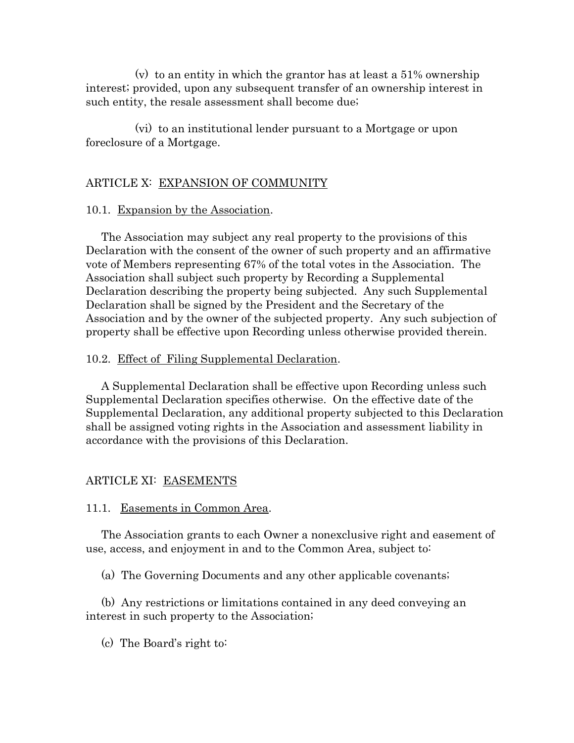(v) to an entity in which the grantor has at least a 51% ownership interest; provided, upon any subsequent transfer of an ownership interest in such entity, the resale assessment shall become due;

(vi) to an institutional lender pursuant to a Mortgage or upon foreclosure of a Mortgage.

## ARTICLE X: <u>EXPANSION OF COMMUNITY</u>

10.1. <u>Expansion by the Association</u>.

The Association may subject any real property to the provisions of this Declaration with the consent of the owner of such property and an affirmative vote of Members representing 67% of the total votes in the Association. The Association shall subject such property by Recording a Supplemental Declaration describing the property being subjected. Any such Supplemental Declaration shall be signed by the President and the Secretary of the Association and by the owner of the subjected property. Any such subjection of property shall be effective upon Recording unless otherwise provided therein.

10.2. <u>Effect of Filing Supplemental Declaration</u>.

A Supplemental Declaration shall be effective upon Recording unless such Supplemental Declaration specifies otherwise. On the effective date of the Supplemental Declaration, any additional property subjected to this Declaration shall be assigned voting rights in the Association and assessment liability in accordance with the provisions of this Declaration.

## ARTICLE XI: <u>EASEMENTS</u>

11.1. <u>Easements in Common Area</u>.

The Association grants to each Owner a nonexclusive right and easement of use, access, and enjoyment in and to the Common Area, subject to:

(a) The Governing Documents and any other applicable covenants;

(b) Any restrictions or limitations contained in any deed conveying an interest in such property to the Association;

(c) The Board's right to: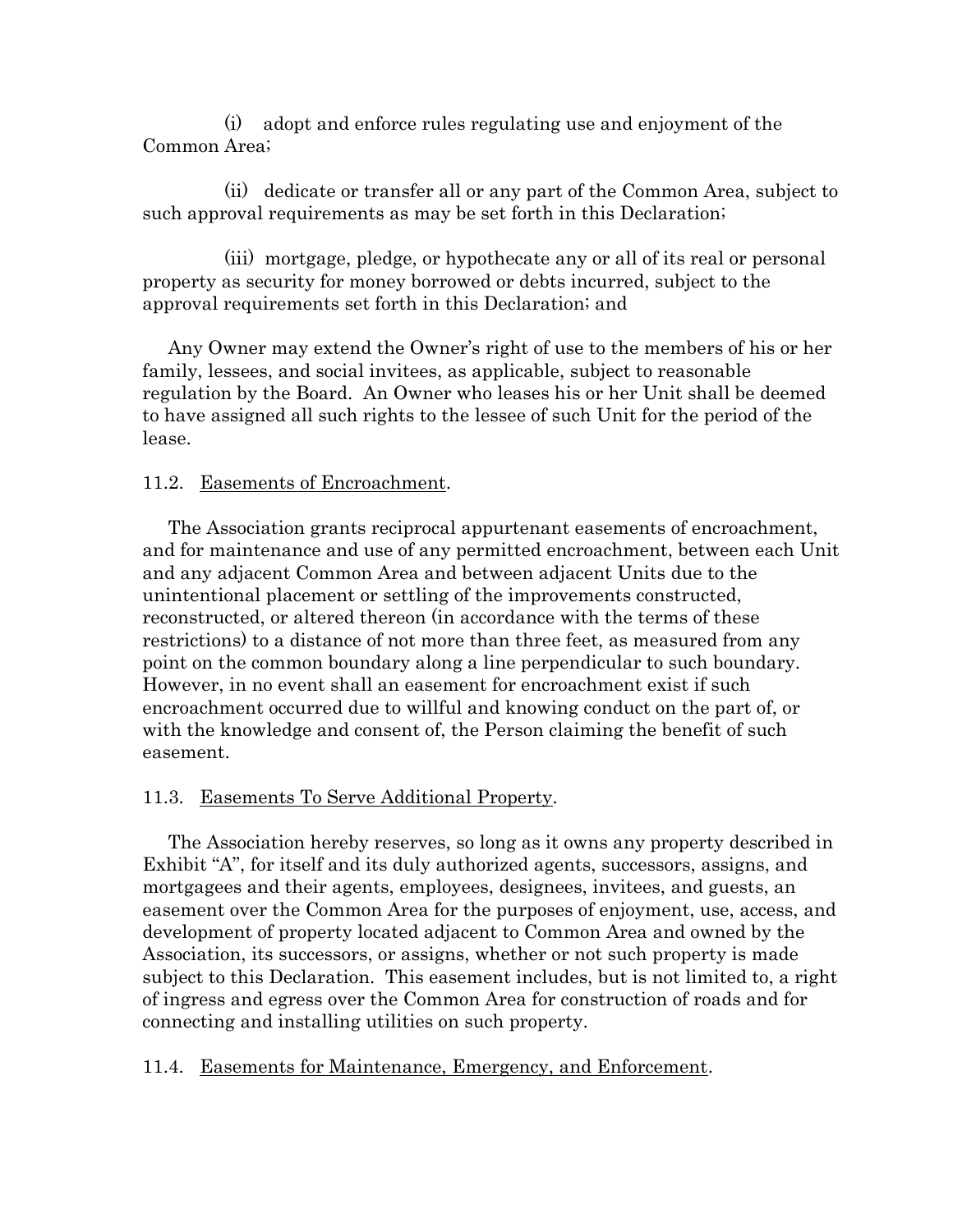(i) adopt and enforce rules regulating use and enjoyment of the Common Area;

(ii) dedicate or transfer all or any part of the Common Area, subject to such approval requirements as may be set forth in this Declaration;

(iii) mortgage, pledge, or hypothecate any or all of its real or personal property as security for money borrowed or debts incurred, subject to the approval requirements set forth in this Declaration; and

Any Owner may extend the Owner's right of use to the members of his or her family, lessees, and social invitees, as applicable, subject to reasonable regulation by the Board. An Owner who leases his or her Unit shall be deemed to have assigned all such rights to the lessee of such Unit for the period of the lease.

11.2. Easements of Encroachment.

The Association grants reciprocal appurtenant easements of encroachment, and for maintenance and use of any permitted encroachment, between each Unit and any adjacent Common Area and between adjacent Units due to the unintentional placement or settling of the improvements constructed, reconstructed, or altered thereon (in accordance with the terms of these restrictions) to a distance of not more than three feet, as measured from any point on the common boundary along a line perpendicular to such boundary. However, in no event shall an easement for encroachment exist if such encroachment occurred due to willful and knowing conduct on the part of, or with the knowledge and consent of, the Person claiming the benefit of such easement.

11.3. Easements To Serve Additional Property.

The Association hereby reserves, so long as it owns any property described in Exhibit "A", for itself and its duly authorized agents, successors, assigns, and mortgagees and their agents, employees, designees, invitees, and guests, an easement over the Common Area for the purposes of enjoyment, use, access, and development of property located adjacent to Common Area and owned by the Association, its successors, or assigns, whether or not such property is made subject to this Declaration. This easement includes, but is not limited to, a right of ingress and egress over the Common Area for construction of roads and for connecting and installing utilities on such property.

11.4. Easements for Maintenance, Emergency, and Enforcement.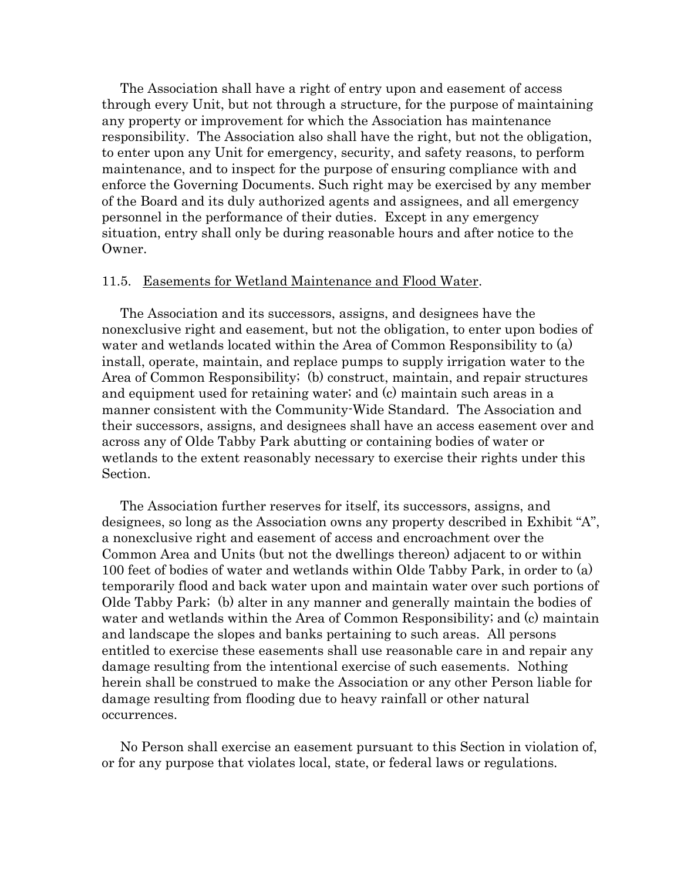The Association shall have a right of entry upon and easement of access through every Unit, but not through a structure, for the purpose of maintaining any property or improvement for which the Association has maintenance responsibility. The Association also shall have the right, but not the obligation, to enter upon any Unit for emergency, security, and safety reasons, to perform maintenance, and to inspect for the purpose of ensuring compliance with and enforce the Governing Documents. Such right may be exercised by any member of the Board and its duly authorized agents and assignees, and all emergency personnel in the performance of their duties. Except in any emergency situation, entry shall only be during reasonable hours and after notice to the Owner.

11.5. Easements for Wetland Maintenance and Flood Water.

The Association and its successors, assigns, and designees have the nonexclusive right and easement, but not the obligation, to enter upon bodies of water and wetlands located within the Area of Common Responsibility to (a) install, operate, maintain, and replace pumps to supply irrigation water to the Area of Common Responsibility; (b) construct, maintain, and repair structures and equipment used for retaining water; and (c) maintain such areas in a manner consistent with the Community-Wide Standard. The Association and their successors, assigns, and designees shall have an access easement over and across any of Olde Tabby Park abutting or containing bodies of water or wetlands to the extent reasonably necessary to exercise their rights under this Section.

The Association further reserves for itself, its successors, assigns, and designees, so long as the Association owns any property described in Exhibit "A", a nonexclusive right and easement of access and encroachment over the Common Area and Units (but not the dwellings thereon) adjacent to or within 100 feet of bodies of water and wetlands within Olde Tabby Park, in order to (a) temporarily flood and back water upon and maintain water over such portions of Olde Tabby Park; (b) alter in any manner and generally maintain the bodies of water and wetlands within the Area of Common Responsibility; and (c) maintain and landscape the slopes and banks pertaining to such areas. All persons entitled to exercise these easements shall use reasonable care in and repair any damage resulting from the intentional exercise of such easements. Nothing herein shall be construed to make the Association or any other Person liable for damage resulting from flooding due to heavy rainfall or other natural occurrences.

No Person shall exercise an easement pursuant to this Section in violation of, or for any purpose that violates local, state, or federal laws or regulations.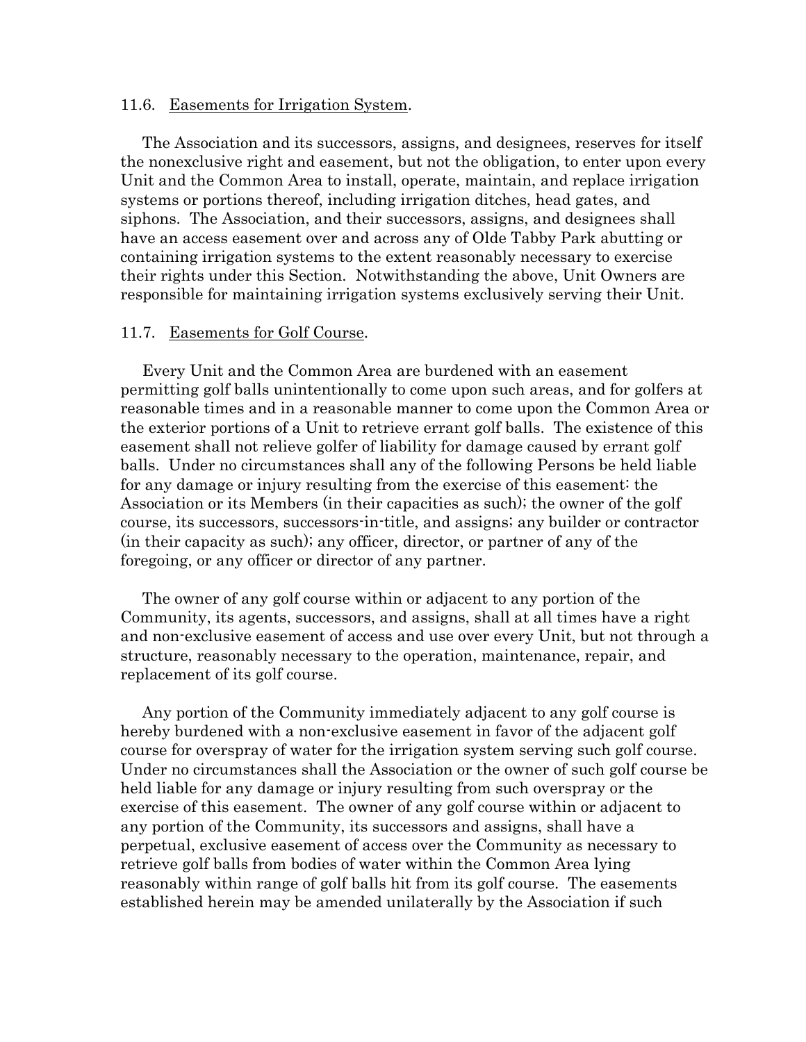11.6. <u>Easements for Irrigation System</u>.

The Association and its successors, assigns, and designees, reserves for itself the nonexclusive right and easement, but not the obligation, to enter upon every Unit and the Common Area to install, operate, maintain, and replace irrigation systems or portions thereof, including irrigation ditches, head gates, and siphons. The Association, and their successors, assigns, and designees shall have an access easement over and across any of Olde Tabby Park abutting or containing irrigation systems to the extent reasonably necessary to exercise their rights under this Section. Notwithstanding the above, Unit Owners are responsible for maintaining irrigation systems exclusively serving their Unit.

11.7. <u>Easements for Golf Course</u>.

Every Unit and the Common Area are burdened with an easement permitting golf balls unintentionally to come upon such areas, and for golfers at reasonable times and in a reasonable manner to come upon the Common Area or the exterior portions of a Unit to retrieve errant golf balls. The existence of this easement shall not relieve golfer of liability for damage caused by errant golf balls. Under no circumstances shall any of the following Persons be held liable for any damage or injury resulting from the exercise of this easement: the Association or its Members (in their capacities as such); the owner of the golf course, its successors, successors-in-title, and assigns; any builder or contractor (in their capacity as such); any officer, director, or partner of any of the foregoing, or any officer or director of any partner.

The owner of any golf course within or adjacent to any portion of the Community, its agents, successors, and assigns, shall at all times have a right and non-exclusive easement of access and use over every Unit, but not through a structure, reasonably necessary to the operation, maintenance, repair, and replacement of its golf course.

Any portion of the Community immediately adjacent to any golf course is hereby burdened with a non-exclusive easement in favor of the adjacent golf course for overspray of water for the irrigation system serving such golf course. Under no circumstances shall the Association or the owner of such golf course be held liable for any damage or injury resulting from such overspray or the exercise of this easement. The owner of any golf course within or adjacent to any portion of the Community, its successors and assigns, shall have a perpetual, exclusive easement of access over the Community as necessary to retrieve golf balls from bodies of water within the Common Area lying reasonably within range of golf balls hit from its golf course. The easements established herein may be amended unilaterally by the Association if such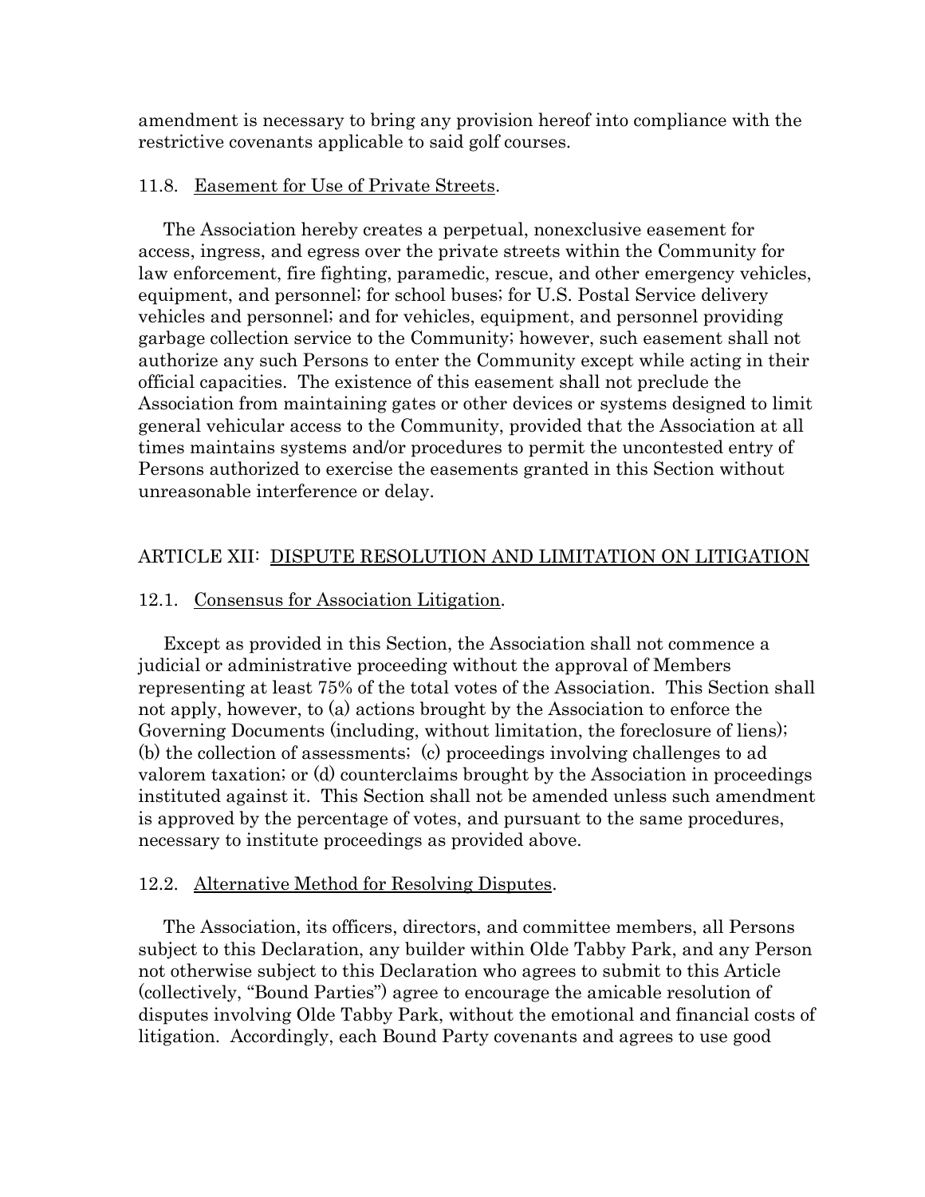amendment is necessary to bring any provision hereof into compliance with the restrictive covenants applicable to said golf courses.

11.8. Easement for Use of Private Streets.

The Association hereby creates a perpetual, nonexclusive easement for access, ingress, and egress over the private streets within the Community for law enforcement, fire fighting, paramedic, rescue, and other emergency vehicles, equipment, and personnel; for school buses; for U.S. Postal Service delivery vehicles and personnel; and for vehicles, equipment, and personnel providing garbage collection service to the Community; however, such easement shall not authorize any such Persons to enter the Community except while acting in their official capacities. The existence of this easement shall not preclude the Association from maintaining gates or other devices or systems designed to limit general vehicular access to the Community, provided that the Association at all times maintains systems and/or procedures to permit the uncontested entry of Persons authorized to exercise the easements granted in this Section without unreasonable interference or delay.

## ARTICLE XII: DISPUTE RESOLUTION AND LIMITATION ON LITIGATION

12.1. Consensus for Association Litigation.

Except as provided in this Section, the Association shall not commence a judicial or administrative proceeding without the approval of Members representing at least 75% of the total votes of the Association. This Section shall not apply, however, to (a) actions brought by the Association to enforce the Governing Documents (including, without limitation, the foreclosure of liens); (b) the collection of assessments; (c) proceedings involving challenges to ad valorem taxation; or (d) counterclaims brought by the Association in proceedings instituted against it. This Section shall not be amended unless such amendment is approved by the percentage of votes, and pursuant to the same procedures, necessary to institute proceedings as provided above.

12.2. Alternative Method for Resolving Disputes.

The Association, its officers, directors, and committee members, all Persons subject to this Declaration, any builder within Olde Tabby Park, and any Person not otherwise subject to this Declaration who agrees to submit to this Article (collectively, "Bound Parties") agree to encourage the amicable resolution of disputes involving Olde Tabby Park, without the emotional and financial costs of litigation. Accordingly, each Bound Party covenants and agrees to use good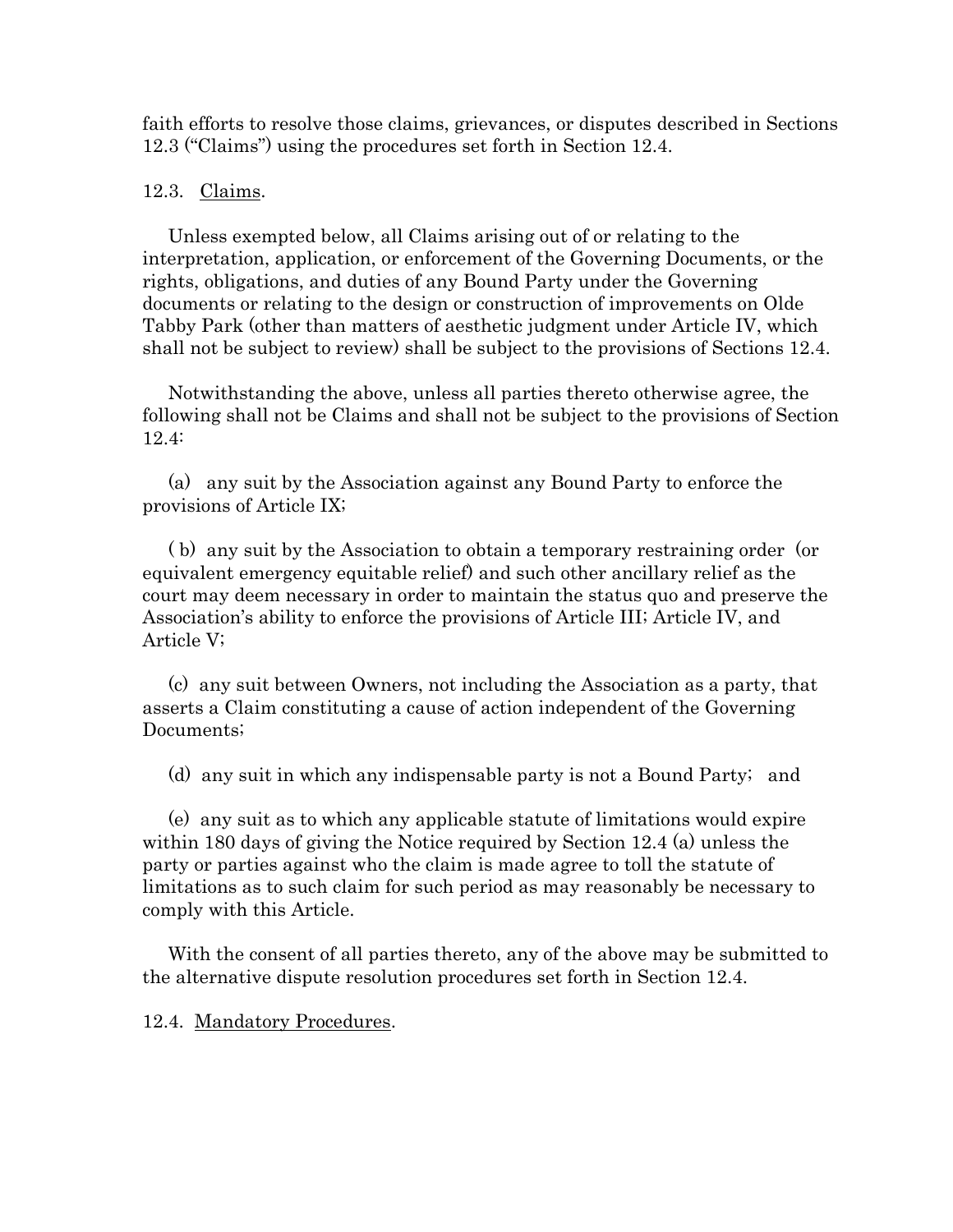faith efforts to resolve those claims, grievances, or disputes described in Sections 12.3 ("Claims") using the procedures set forth in Section 12.4.

12.3. Claims.

Unless exempted below, all Claims arising out of or relating to the interpretation, application, or enforcement of the Governing Documents, or the rights, obligations, and duties of any Bound Party under the Governing documents or relating to the design or construction of improvements on Olde Tabby Park (other than matters of aesthetic judgment under Article IV, which shall not be subject to review) shall be subject to the provisions of Sections 12.4.

Notwithstanding the above, unless all parties thereto otherwise agree, the following shall not be Claims and shall not be subject to the provisions of Section 12.4:

(a) any suit by the Association against any Bound Party to enforce the provisions of Article IX;

( b) any suit by the Association to obtain a temporary restraining order (or equivalent emergency equitable relief) and such other ancillary relief as the court may deem necessary in order to maintain the status quo and preserve the Association's ability to enforce the provisions of Article III; Article IV, and Article V;

(c) any suit between Owners, not including the Association as a party, that asserts a Claim constituting a cause of action independent of the Governing Documents;

(d) any suit in which any indispensable party is not a Bound Party; and

(e) any suit as to which any applicable statute of limitations would expire within 180 days of giving the Notice required by Section 12.4 (a) unless the party or parties against who the claim is made agree to toll the statute of limitations as to such claim for such period as may reasonably be necessary to comply with this Article.

With the consent of all parties thereto, any of the above may be submitted to the alternative dispute resolution procedures set forth in Section 12.4.

12.4. Mandatory Procedures.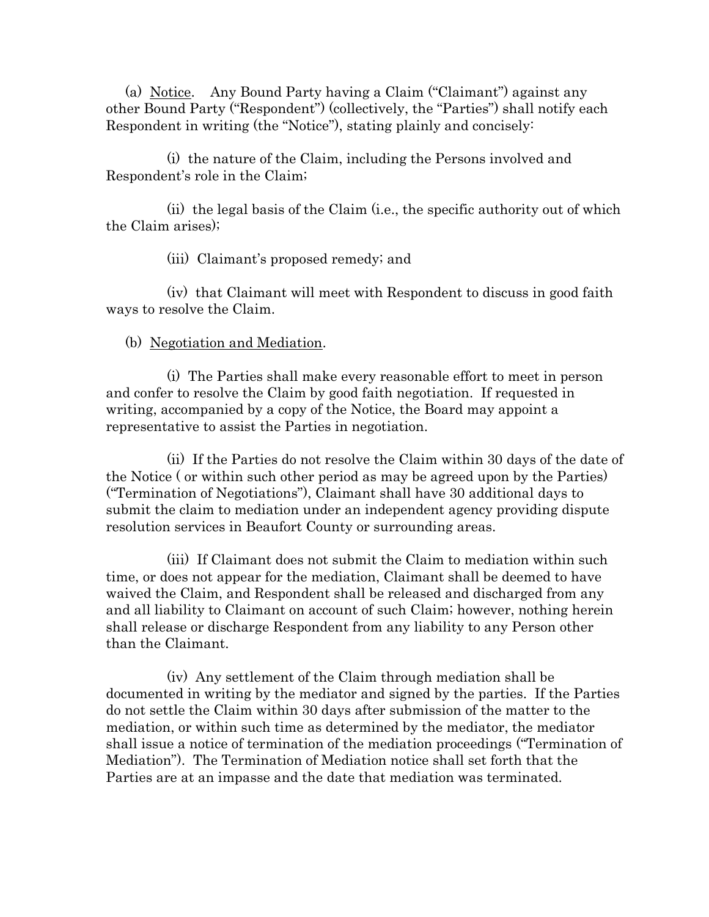(a) Notice. Any Bound Party having a Claim ("Claimant") against any other Bound Party ("Respondent") (collectively, the "Parties") shall notify each Respondent in writing (the "Notice"), stating plainly and concisely:

(i) the nature of the Claim, including the Persons involved and Respondent's role in the Claim;

(ii) the legal basis of the Claim (i.e., the specific authority out of which the Claim arises);

(iii) Claimant's proposed remedy; and

(iv) that Claimant will meet with Respondent to discuss in good faith ways to resolve the Claim.

(b) Negotiation and Mediation.

(i) The Parties shall make every reasonable effort to meet in person and confer to resolve the Claim by good faith negotiation. If requested in writing, accompanied by a copy of the Notice, the Board may appoint a representative to assist the Parties in negotiation.

(ii) If the Parties do not resolve the Claim within 30 days of the date of the Notice ( or within such other period as may be agreed upon by the Parties) ("Termination of Negotiations"), Claimant shall have 30 additional days to submit the claim to mediation under an independent agency providing dispute resolution services in Beaufort County or surrounding areas.

(iii) If Claimant does not submit the Claim to mediation within such time, or does not appear for the mediation, Claimant shall be deemed to have waived the Claim, and Respondent shall be released and discharged from any and all liability to Claimant on account of such Claim; however, nothing herein shall release or discharge Respondent from any liability to any Person other than the Claimant.

(iv) Any settlement of the Claim through mediation shall be documented in writing by the mediator and signed by the parties. If the Parties do not settle the Claim within 30 days after submission of the matter to the mediation, or within such time as determined by the mediator, the mediator shall issue a notice of termination of the mediation proceedings ("Termination of Mediation"). The Termination of Mediation notice shall set forth that the Parties are at an impasse and the date that mediation was terminated.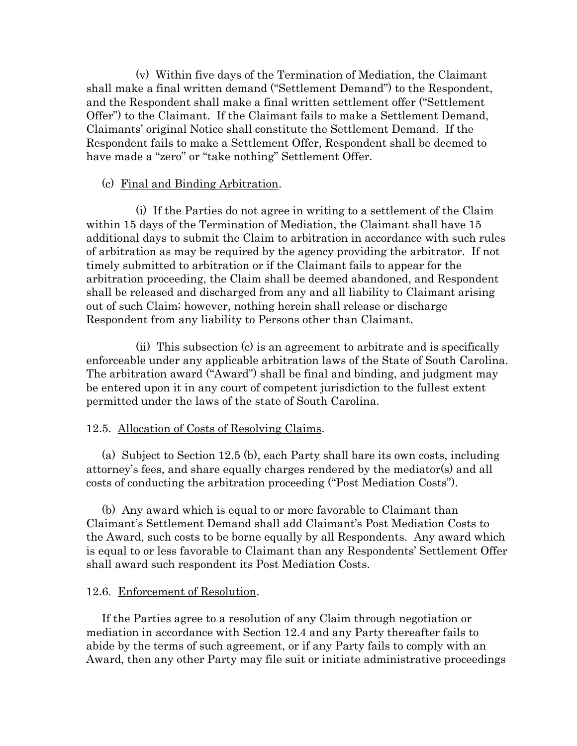(v) Within five days of the Termination of Mediation, the Claimant shall make a final written demand ("Settlement Demand") to the Respondent, and the Respondent shall make a final written settlement offer ("Settlement Offer") to the Claimant. If the Claimant fails to make a Settlement Demand, Claimants' original Notice shall constitute the Settlement Demand. If the Respondent fails to make a Settlement Offer, Respondent shall be deemed to have made a "zero" or "take nothing" Settlement Offer.

(c) Final and Binding Arbitration.

(i) If the Parties do not agree in writing to a settlement of the Claim within 15 days of the Termination of Mediation, the Claimant shall have 15 additional days to submit the Claim to arbitration in accordance with such rules of arbitration as may be required by the agency providing the arbitrator. If not timely submitted to arbitration or if the Claimant fails to appear for the arbitration proceeding, the Claim shall be deemed abandoned, and Respondent shall be released and discharged from any and all liability to Claimant arising out of such Claim; however, nothing herein shall release or discharge Respondent from any liability to Persons other than Claimant.

(ii) This subsection (c) is an agreement to arbitrate and is specifically enforceable under any applicable arbitration laws of the State of South Carolina. The arbitration award ("Award") shall be final and binding, and judgment may be entered upon it in any court of competent jurisdiction to the fullest extent permitted under the laws of the state of South Carolina.

12.5. Allocation of Costs of Resolving Claims.

(a) Subject to Section 12.5 (b), each Party shall bare its own costs, including attorney's fees, and share equally charges rendered by the mediator(s) and all costs of conducting the arbitration proceeding ("Post Mediation Costs").

(b) Any award which is equal to or more favorable to Claimant than Claimant's Settlement Demand shall add Claimant's Post Mediation Costs to the Award, such costs to be borne equally by all Respondents. Any award which is equal to or less favorable to Claimant than any Respondents' Settlement Offer shall award such respondent its Post Mediation Costs.

12.6. Enforcement of Resolution.

If the Parties agree to a resolution of any Claim through negotiation or mediation in accordance with Section 12.4 and any Party thereafter fails to abide by the terms of such agreement, or if any Party fails to comply with an Award, then any other Party may file suit or initiate administrative proceedings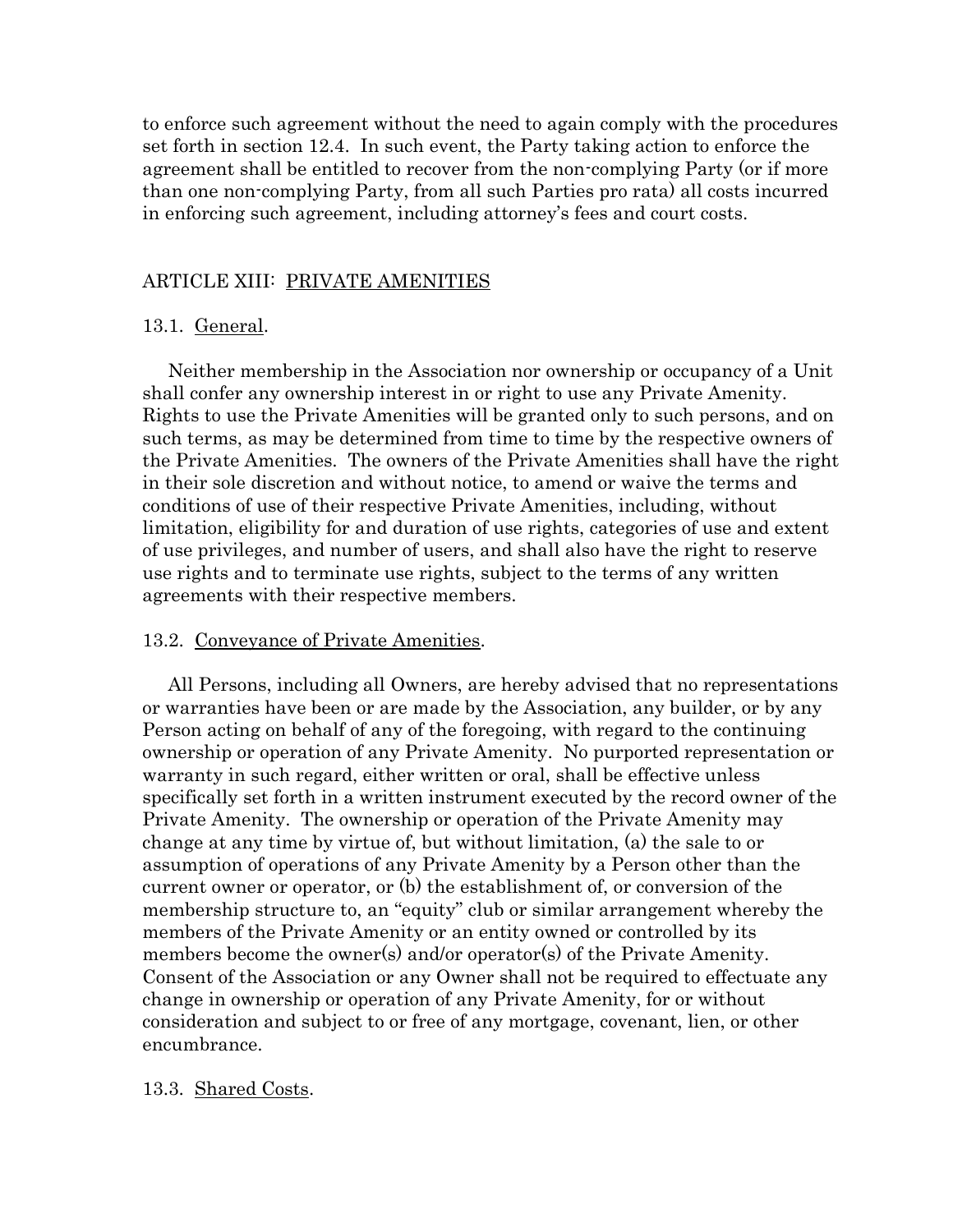to enforce such agreement without the need to again comply with the procedures set forth in section 12.4. In such event, the Party taking action to enforce the agreement shall be entitled to recover from the non-complying Party (or if more than one non-complying Party, from all such Parties pro rata) all costs incurred in enforcing such agreement, including attorney's fees and court costs.

## ARTICLE XIII: PRIVATE AMENITIES

### 13.1. General.

Neither membership in the Association nor ownership or occupancy of a Unit shall confer any ownership interest in or right to use any Private Amenity. Rights to use the Private Amenities will be granted only to such persons, and on such terms, as may be determined from time to time by the respective owners of the Private Amenities. The owners of the Private Amenities shall have the right in their sole discretion and without notice, to amend or waive the terms and conditions of use of their respective Private Amenities, including, without limitation, eligibility for and duration of use rights, categories of use and extent of use privileges, and number of users, and shall also have the right to reserve use rights and to terminate use rights, subject to the terms of any written agreements with their respective members.

### 13.2. Conveyance of Private Amenities.

All Persons, including all Owners, are hereby advised that no representations or warranties have been or are made by the Association, any builder, or by any Person acting on behalf of any of the foregoing, with regard to the continuing ownership or operation of any Private Amenity. No purported representation or warranty in such regard, either written or oral, shall be effective unless specifically set forth in a written instrument executed by the record owner of the Private Amenity. The ownership or operation of the Private Amenity may change at any time by virtue of, but without limitation, (a) the sale to or assumption of operations of any Private Amenity by a Person other than the current owner or operator, or (b) the establishment of, or conversion of the membership structure to, an "equity" club or similar arrangement whereby the members of the Private Amenity or an entity owned or controlled by its members become the owner(s) and/or operator(s) of the Private Amenity. Consent of the Association or any Owner shall not be required to effectuate any change in ownership or operation of any Private Amenity, for or without consideration and subject to or free of any mortgage, covenant, lien, or other encumbrance.

### 13.3. Shared Costs.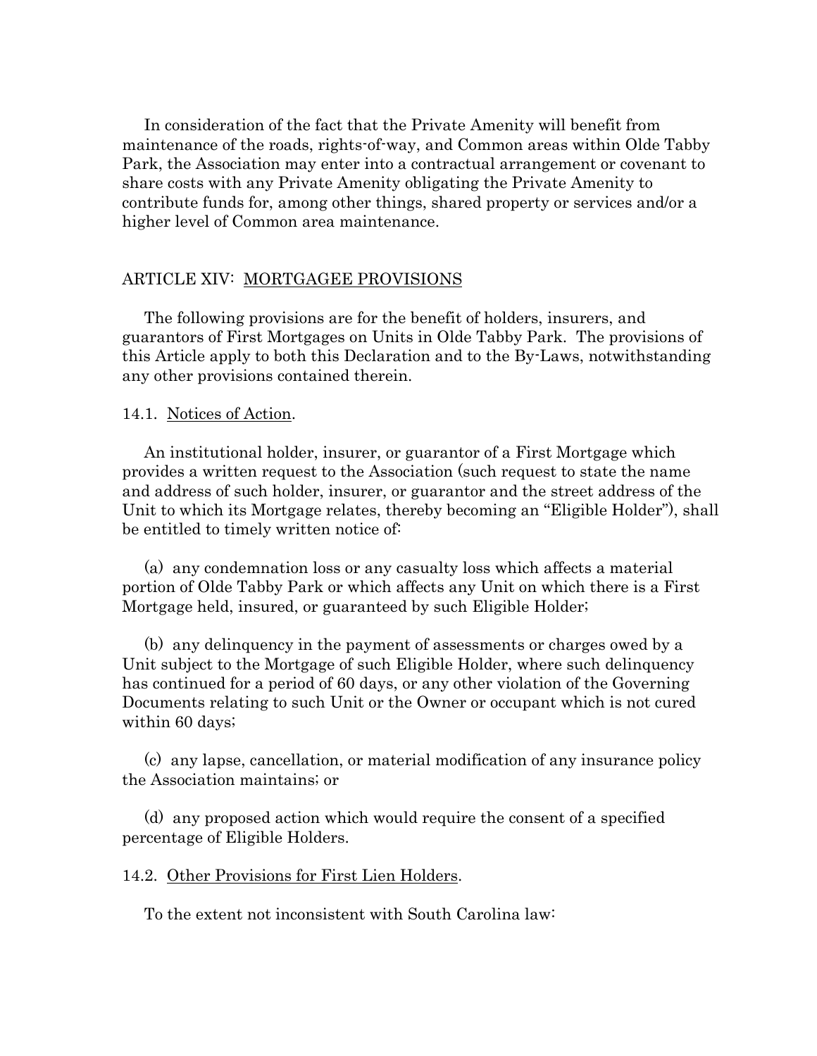In consideration of the fact that the Private Amenity will benefit from maintenance of the roads, rights-of-way, and Common areas within Olde Tabby Park, the Association may enter into a contractual arrangement or covenant to share costs with any Private Amenity obligating the Private Amenity to contribute funds for, among other things, shared property or services and/or a higher level of Common area maintenance.

## ARTICLE XIV: MORTGAGEE PROVISIONS

The following provisions are for the benefit of holders, insurers, and guarantors of First Mortgages on Units in Olde Tabby Park. The provisions of this Article apply to both this Declaration and to the By-Laws, notwithstanding any other provisions contained therein.

### 14.1. Notices of Action.

An institutional holder, insurer, or guarantor of a First Mortgage which provides a written request to the Association (such request to state the name and address of such holder, insurer, or guarantor and the street address of the Unit to which its Mortgage relates, thereby becoming an "Eligible Holder"), shall be entitled to timely written notice of:

(a) any condemnation loss or any casualty loss which affects a material portion of Olde Tabby Park or which affects any Unit on which there is a First Mortgage held, insured, or guaranteed by such Eligible Holder;

(b) any delinquency in the payment of assessments or charges owed by a Unit subject to the Mortgage of such Eligible Holder, where such delinquency has continued for a period of 60 days, or any other violation of the Governing Documents relating to such Unit or the Owner or occupant which is not cured within 60 days;

(c) any lapse, cancellation, or material modification of any insurance policy the Association maintains; or

(d) any proposed action which would require the consent of a specified percentage of Eligible Holders.

### 14.2. Other Provisions for First Lien Holders.

To the extent not inconsistent with South Carolina law: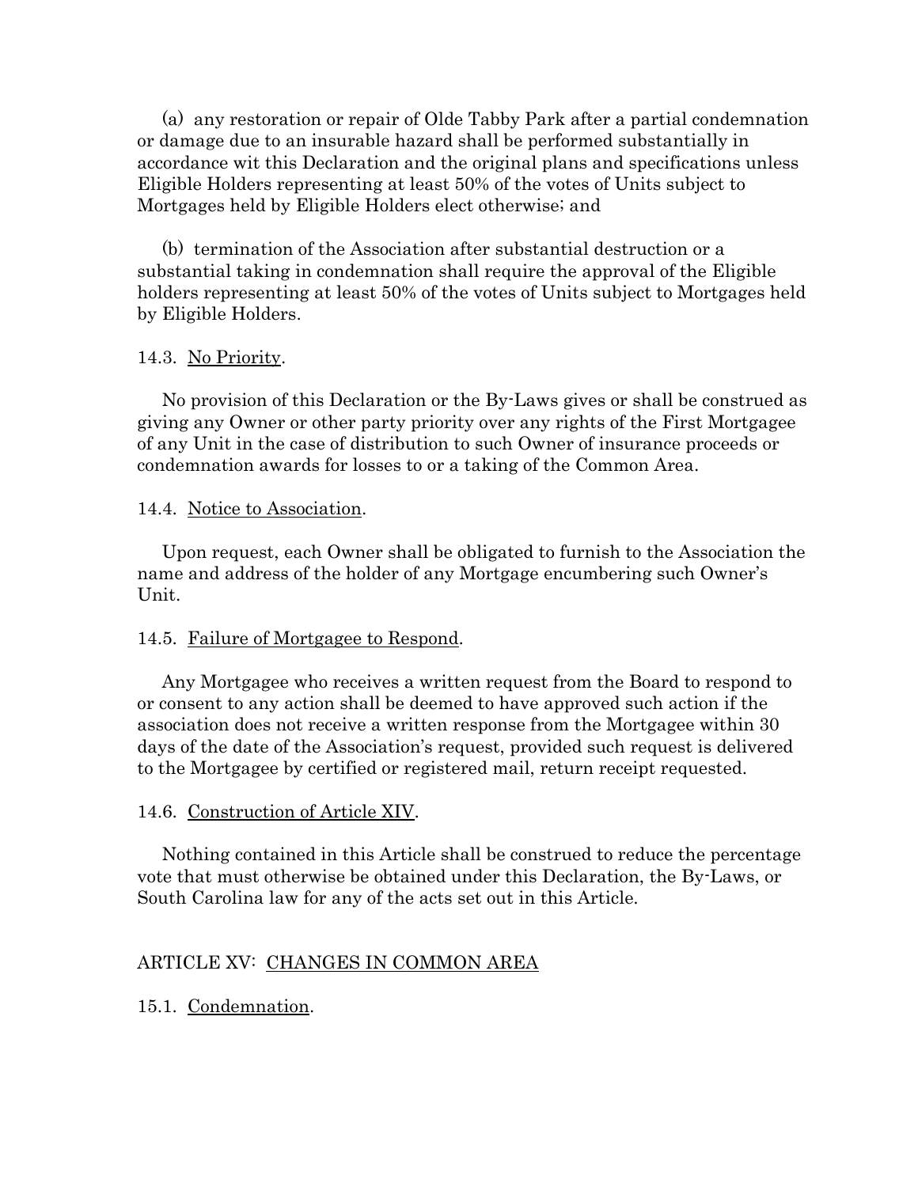(a) any restoration or repair of Olde Tabby Park after a partial condemnation or damage due to an insurable hazard shall be performed substantially in accordance wit this Declaration and the original plans and specifications unless Eligible Holders representing at least 50% of the votes of Units subject to Mortgages held by Eligible Holders elect otherwise; and

(b) termination of the Association after substantial destruction or a substantial taking in condemnation shall require the approval of the Eligible holders representing at least 50% of the votes of Units subject to Mortgages held by Eligible Holders.

14.3. No Priority.

No provision of this Declaration or the By-Laws gives or shall be construed as giving any Owner or other party priority over any rights of the First Mortgagee of any Unit in the case of distribution to such Owner of insurance proceeds or condemnation awards for losses to or a taking of the Common Area.

14.4. Notice to Association.

Upon request, each Owner shall be obligated to furnish to the Association the name and address of the holder of any Mortgage encumbering such Owner's Unit.

14.5. Failure of Mortgagee to Respond.

Any Mortgagee who receives a written request from the Board to respond to or consent to any action shall be deemed to have approved such action if the association does not receive a written response from the Mortgagee within 30 days of the date of the Association's request, provided such request is delivered to the Mortgagee by certified or registered mail, return receipt requested.

14.6. Construction of Article XIV.

Nothing contained in this Article shall be construed to reduce the percentage vote that must otherwise be obtained under this Declaration, the By-Laws, or South Carolina law for any of the acts set out in this Article.

## ARTICLE XV: CHANGES IN COMMON AREA

15.1. Condemnation.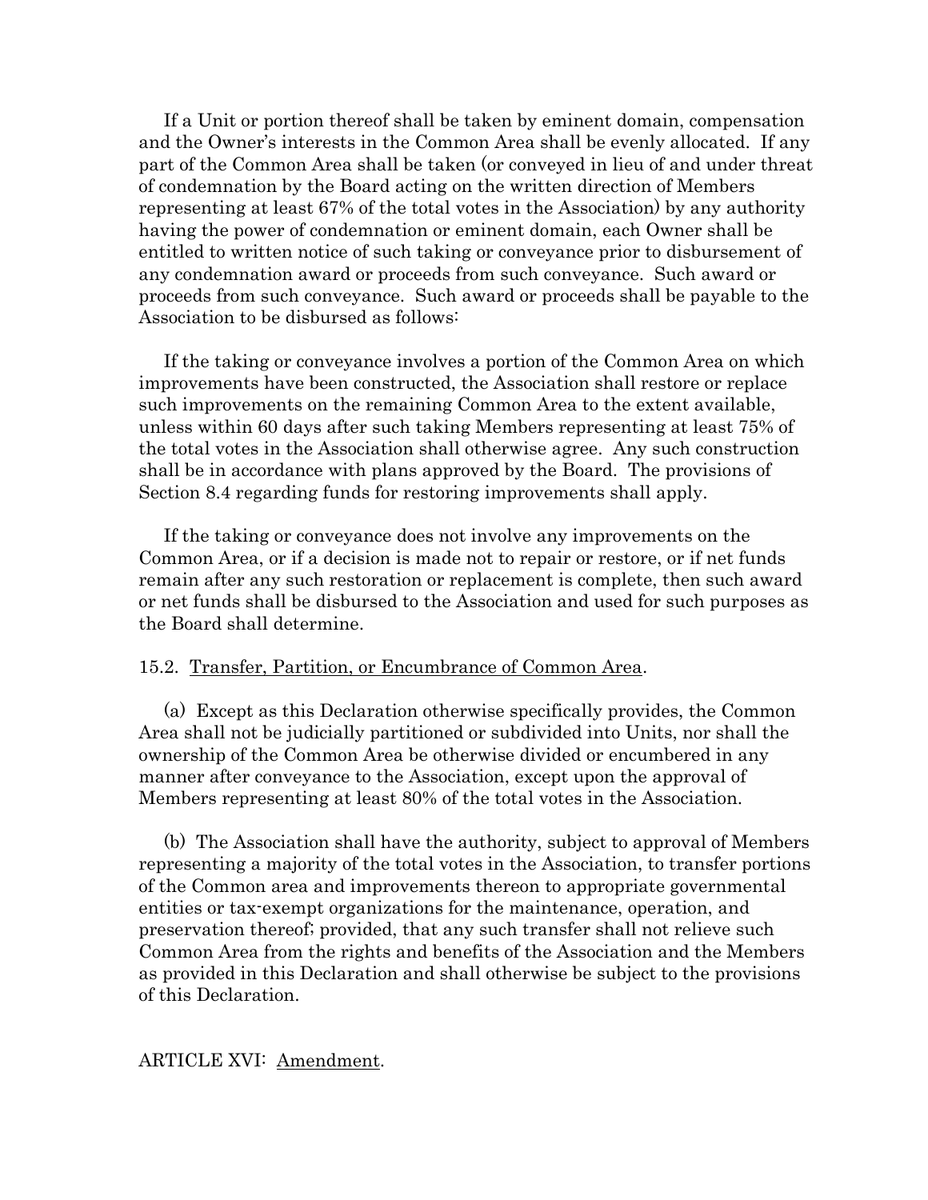If a Unit or portion thereof shall be taken by eminent domain, compensation and the Owner's interests in the Common Area shall be evenly allocated. If any part of the Common Area shall be taken (or conveyed in lieu of and under threat of condemnation by the Board acting on the written direction of Members representing at least 67% of the total votes in the Association) by any authority having the power of condemnation or eminent domain, each Owner shall be entitled to written notice of such taking or conveyance prior to disbursement of any condemnation award or proceeds from such conveyance. Such award or proceeds from such conveyance. Such award or proceeds shall be payable to the Association to be disbursed as follows:

If the taking or conveyance involves a portion of the Common Area on which improvements have been constructed, the Association shall restore or replace such improvements on the remaining Common Area to the extent available, unless within 60 days after such taking Members representing at least 75% of the total votes in the Association shall otherwise agree. Any such construction shall be in accordance with plans approved by the Board. The provisions of Section 8.4 regarding funds for restoring improvements shall apply.

If the taking or conveyance does not involve any improvements on the Common Area, or if a decision is made not to repair or restore, or if net funds remain after any such restoration or replacement is complete, then such award or net funds shall be disbursed to the Association and used for such purposes as the Board shall determine.

15.2. <u>Transfer, Partition, or Encumbrance of Common Area</u>.

(a) Except as this Declaration otherwise specifically provides, the Common Area shall not be judicially partitioned or subdivided into Units, nor shall the ownership of the Common Area be otherwise divided or encumbered in any manner after conveyance to the Association, except upon the approval of Members representing at least 80% of the total votes in the Association.

(b) The Association shall have the authority, subject to approval of Members representing a majority of the total votes in the Association, to transfer portions of the Common area and improvements thereon to appropriate governmental entities or tax-exempt organizations for the maintenance, operation, and preservation thereof; provided, that any such transfer shall not relieve such Common Area from the rights and benefits of the Association and the Members as provided in this Declaration and shall otherwise be subject to the provisions of this Declaration.

ARTICLE XVI: <u>Amendment</u>.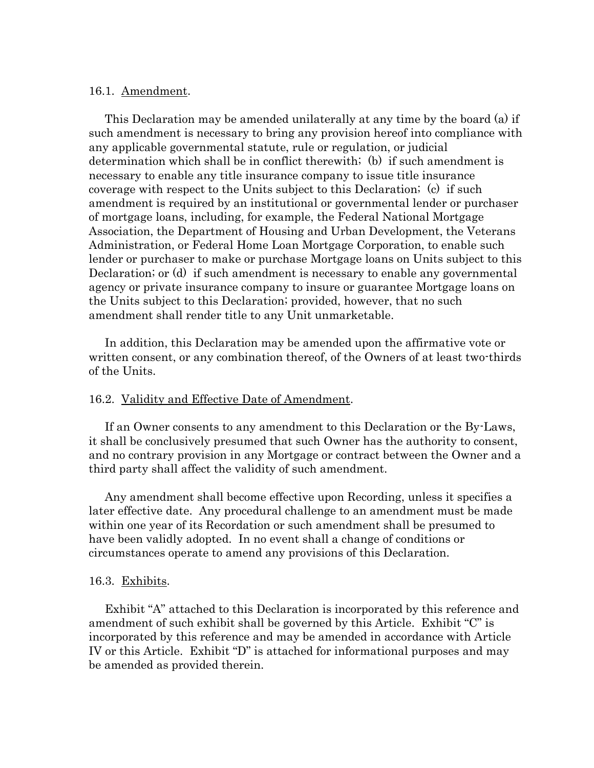### 16.1. Amendment.

This Declaration may be amended unilaterally at any time by the board (a) if such amendment is necessary to bring any provision hereof into compliance with any applicable governmental statute, rule or regulation, or judicial determination which shall be in conflict therewith; (b) if such amendment is necessary to enable any title insurance company to issue title insurance coverage with respect to the Units subject to this Declaration; (c) if such amendment is required by an institutional or governmental lender or purchaser of mortgage loans, including, for example, the Federal National Mortgage Association, the Department of Housing and Urban Development, the Veterans Administration, or Federal Home Loan Mortgage Corporation, to enable such lender or purchaser to make or purchase Mortgage loans on Units subject to this Declaration; or (d) if such amendment is necessary to enable any governmental agency or private insurance company to insure or guarantee Mortgage loans on the Units subject to this Declaration; provided, however, that no such amendment shall render title to any Unit unmarketable.

In addition, this Declaration may be amended upon the affirmative vote or written consent, or any combination thereof, of the Owners of at least two-thirds of the Units.

### 16.2. Validity and Effective Date of Amendment.

If an Owner consents to any amendment to this Declaration or the By-Laws, it shall be conclusively presumed that such Owner has the authority to consent, and no contrary provision in any Mortgage or contract between the Owner and a third party shall affect the validity of such amendment.

Any amendment shall become effective upon Recording, unless it specifies a later effective date. Any procedural challenge to an amendment must be made within one year of its Recordation or such amendment shall be presumed to have been validly adopted. In no event shall a change of conditions or circumstances operate to amend any provisions of this Declaration.

### 16.3. Exhibits.

Exhibit "A" attached to this Declaration is incorporated by this reference and amendment of such exhibit shall be governed by this Article. Exhibit "C" is incorporated by this reference and may be amended in accordance with Article IV or this Article. Exhibit "D" is attached for informational purposes and may be amended as provided therein.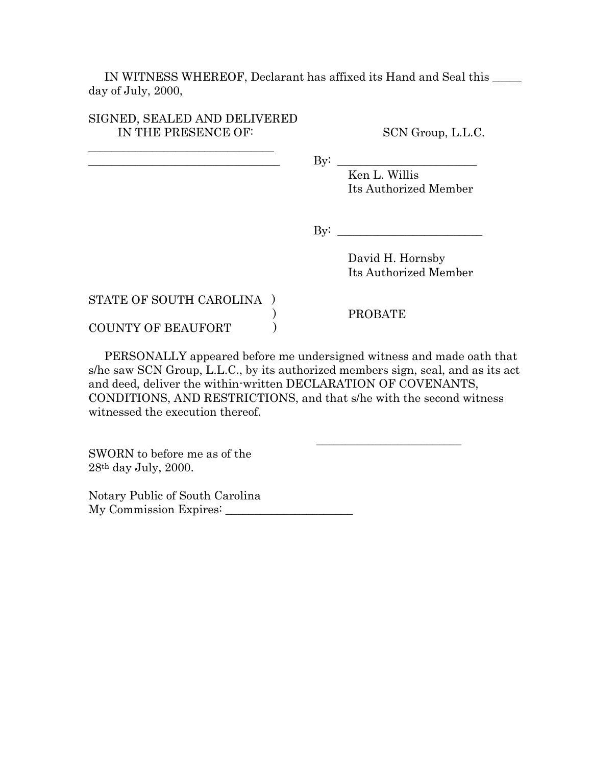IN WITNESS WHEREOF, Declarant has affixed its Hand and Seal this _____ day of July, 2000,

SIGNED, SEALED AND DELIVERED
IN THE PRESENCE OF:

SCN Group, L.L.C.

________________________________

________________________________

By: ________________________
Ken L. Willis
Its Authorized Member

By: _________________________
David H. Hornsby
Its Authorized Member

STATE OF SOUTH CAROLINA )
)
COUNTY OF BEAUFORT )

PROBATE

PERSONALLY appeared before me undersigned witness and made oath that s/he saw SCN Group, L.L.C., by its authorized members sign, seal, and as its act and deed, deliver the within-written DECLARATION OF COVENANTS, CONDITIONS, AND RESTRICTIONS, and that s/he with the second witness witnessed the execution thereof.

_________________________

SWORN to before me as of the
28th day July, 2000.

Notary Public of South Carolina
My Commission Expires: ______________________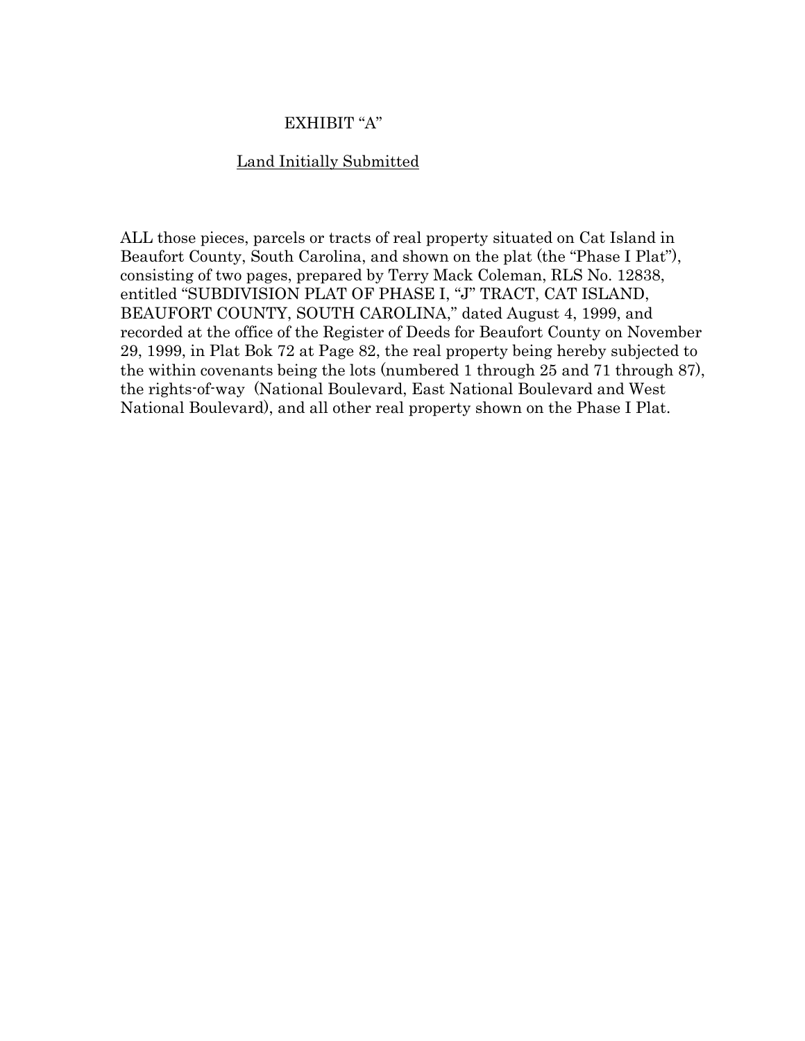# EXHIBIT "A"

## Land Initially Submitted

ALL those pieces, parcels or tracts of real property situated on Cat Island in Beaufort County, South Carolina, and shown on the plat (the "Phase I Plat"), consisting of two pages, prepared by Terry Mack Coleman, RLS No. 12838, entitled "SUBDIVISION PLAT OF PHASE I, "J" TRACT, CAT ISLAND, BEAUFORT COUNTY, SOUTH CAROLINA," dated August 4, 1999, and recorded at the office of the Register of Deeds for Beaufort County on November 29, 1999, in Plat Bok 72 at Page 82, the real property being hereby subjected to the within covenants being the lots (numbered 1 through 25 and 71 through 87), the rights-of-way (National Boulevard, East National Boulevard and West National Boulevard), and all other real property shown on the Phase I Plat.